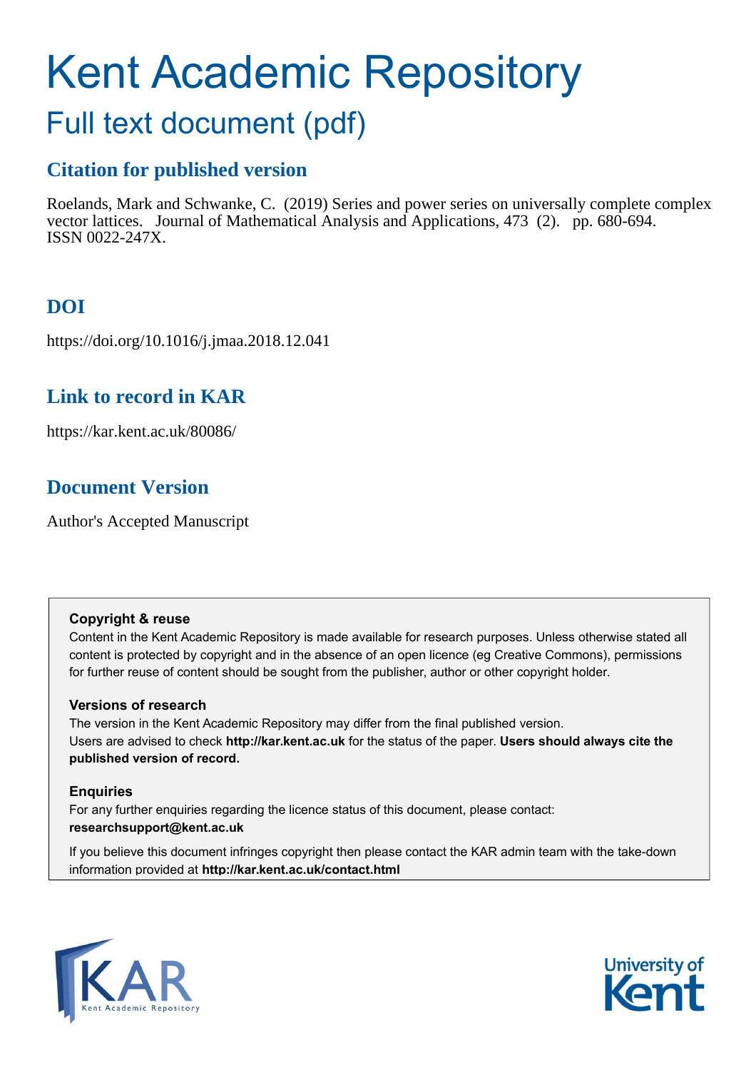# Kent Academic Repository

## Full text document (pdf)

### Citation for published version

Roelands, Mark and Schwanke, C. (2019) Series and power series on universally complete complex vector lattices. Journal of Mathematical Analysis and Applications, 473 (2). pp. 680-694. ISSN 0022-247X.

### DOI

https://doi.org/10.1016/j.jmaa.2018.12.041

### Link to record in KAR

https://kar.kent.ac.uk/80086/

### Document Version

Author's Accepted Manuscript

**Copyright & reuse**

Content in the Kent Academic Repository is made available for research purposes. Unless otherwise stated all content is protected by copyright and in the absence of an open licence (eg Creative Commons), permissions for further reuse of content should be sought from the publisher, author or other copyright holder.

**Versions of research**

The version in the Kent Academic Repository may differ from the final published version. Users are advised to check **http://kar.kent.ac.uk** for the status of the paper. **Users should always cite the published version of record.**

**Enquiries**

For any further enquiries regarding the licence status of this document, please contact: **researchsupport@kent.ac.uk**

If you believe this document infringes copyright then please contact the KAR admin team with the take-down information provided at **http://kar.kent.ac.uk/contact.html**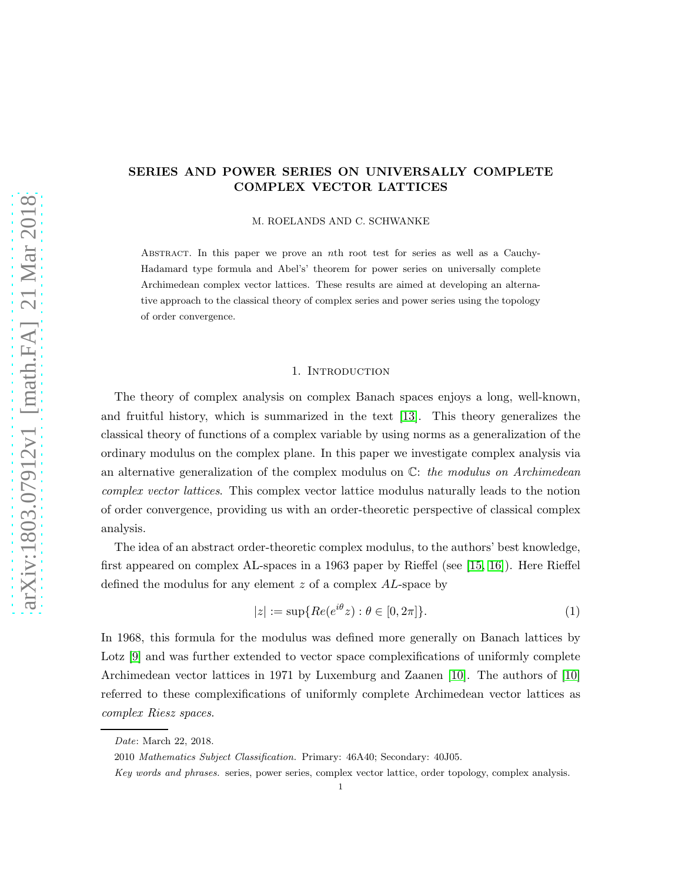**SERIES AND POWER SERIES ON UNIVERSALLY COMPLETE COMPLEX VECTOR LATTICES**

M. ROELANDS AND C. SCHWANKE

Abstract. In this paper we prove an $n$th root test for series as well as a Cauchy-Hadamard type formula and Abel's' theorem for power series on universally complete Archimedean complex vector lattices. These results are aimed at developing an alternative approach to the classical theory of complex series and power series using the topology of order convergence.

## 1. Introduction

The theory of complex analysis on complex Banach spaces enjoys a long, well-known, and fruitful history, which is summarized in the text [13]. This theory generalizes the classical theory of functions of a complex variable by using norms as a generalization of the ordinary modulus on the complex plane. In this paper we investigate complex analysis via an alternative generalization of the complex modulus on $\mathbb{C}$: *the modulus on Archimedean complex vector lattices*. This complex vector lattice modulus naturally leads to the notion of order convergence, providing us with an order-theoretic perspective of classical complex analysis.

The idea of an abstract order-theoretic complex modulus, to the authors' best knowledge, first appeared on complex AL-spaces in a 1963 paper by Rieffel (see [15, 16]). Here Rieffel defined the modulus for any element $z$ of a complex $AL$-space by

$$|z| := \sup\{Re(e^{i\theta}z) : \theta \in [0, 2\pi]\}. \tag{1}$$

In 1968, this formula for the modulus was defined more generally on Banach lattices by Lotz [9] and was further extended to vector space complexifications of uniformly complete Archimedean vector lattices in 1971 by Luxemburg and Zaanen [10]. The authors of [10] referred to these complexifications of uniformly complete Archimedean vector lattices as *complex Riesz spaces*.

*Date*: March 22, 2018.

2010 *Mathematics Subject Classification.* Primary: 46A40; Secondary: 40J05.

*Key words and phrases.* series, power series, complex vector lattice, order topology, complex analysis.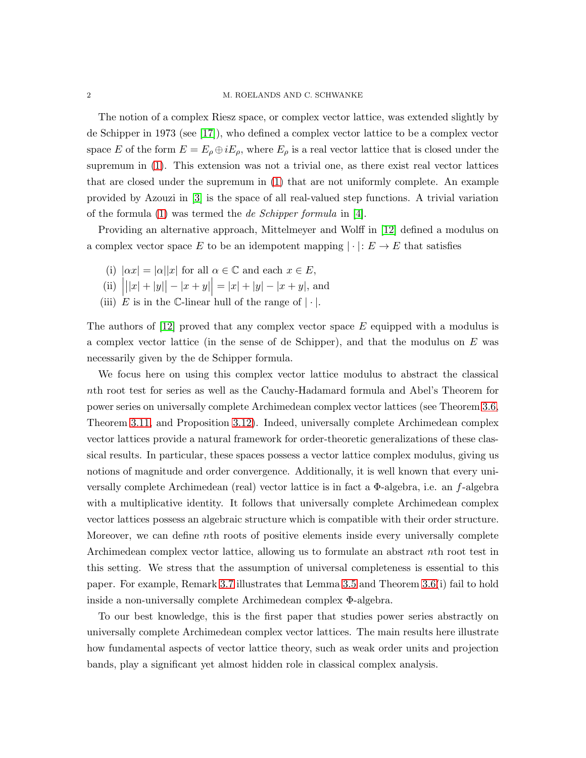The notion of a complex Riesz space, or complex vector lattice, was extended slightly by de Schipper in 1973 (see [17]), who defined a complex vector lattice to be a complex vector space $E$ of the form $E = E_\rho \oplus iE_\rho$, where $E_\rho$ is a real vector lattice that is closed under the supremum in (1). This extension was not a trivial one, as there exist real vector lattices that are closed under the supremum in (1) that are not uniformly complete. An example provided by Azouzi in [3] is the space of all real-valued step functions. A trivial variation of the formula (1) was termed the *de Schipper formula* in [4].

Providing an alternative approach, Mittelmeyer and Wolff in [12] defined a modulus on a complex vector space $E$ to be an idempotent mapping $|\cdot|\colon E \to E$ that satisfies

(i) $|\alpha x| = |\alpha||x|$ for all $\alpha \in \mathbb{C}$ and each $x \in E$,
(ii) $\Big||x| + |y|\big| - |x+y|\Big| = |x| + |y| - |x+y|$, and
(iii) $E$ is in the $\mathbb{C}$-linear hull of the range of $|\cdot|$.

The authors of [12] proved that any complex vector space $E$ equipped with a modulus is a complex vector lattice (in the sense of de Schipper), and that the modulus on $E$ was necessarily given by the de Schipper formula.

We focus here on using this complex vector lattice modulus to abstract the classical $n$th root test for series as well as the Cauchy-Hadamard formula and Abel's Theorem for power series on universally complete Archimedean complex vector lattices (see Theorem 3.6, Theorem 3.11, and Proposition 3.12). Indeed, universally complete Archimedean complex vector lattices provide a natural framework for order-theoretic generalizations of these classical results. In particular, these spaces possess a vector lattice complex modulus, giving us notions of magnitude and order convergence. Additionally, it is well known that every universally complete Archimedean (real) vector lattice is in fact a $\Phi$-algebra, i.e. an $f$-algebra with a multiplicative identity. It follows that universally complete Archimedean complex vector lattices possess an algebraic structure which is compatible with their order structure. Moreover, we can define $n$th roots of positive elements inside every universally complete Archimedean complex vector lattice, allowing us to formulate an abstract $n$th root test in this setting. We stress that the assumption of universal completeness is essential to this paper. For example, Remark 3.7 illustrates that Lemma 3.5 and Theorem 3.6(i) fail to hold inside a non-universally complete Archimedean complex $\Phi$-algebra.

To our best knowledge, this is the first paper that studies power series abstractly on universally complete Archimedean complex vector lattices. The main results here illustrate how fundamental aspects of vector lattice theory, such as weak order units and projection bands, play a significant yet almost hidden role in classical complex analysis.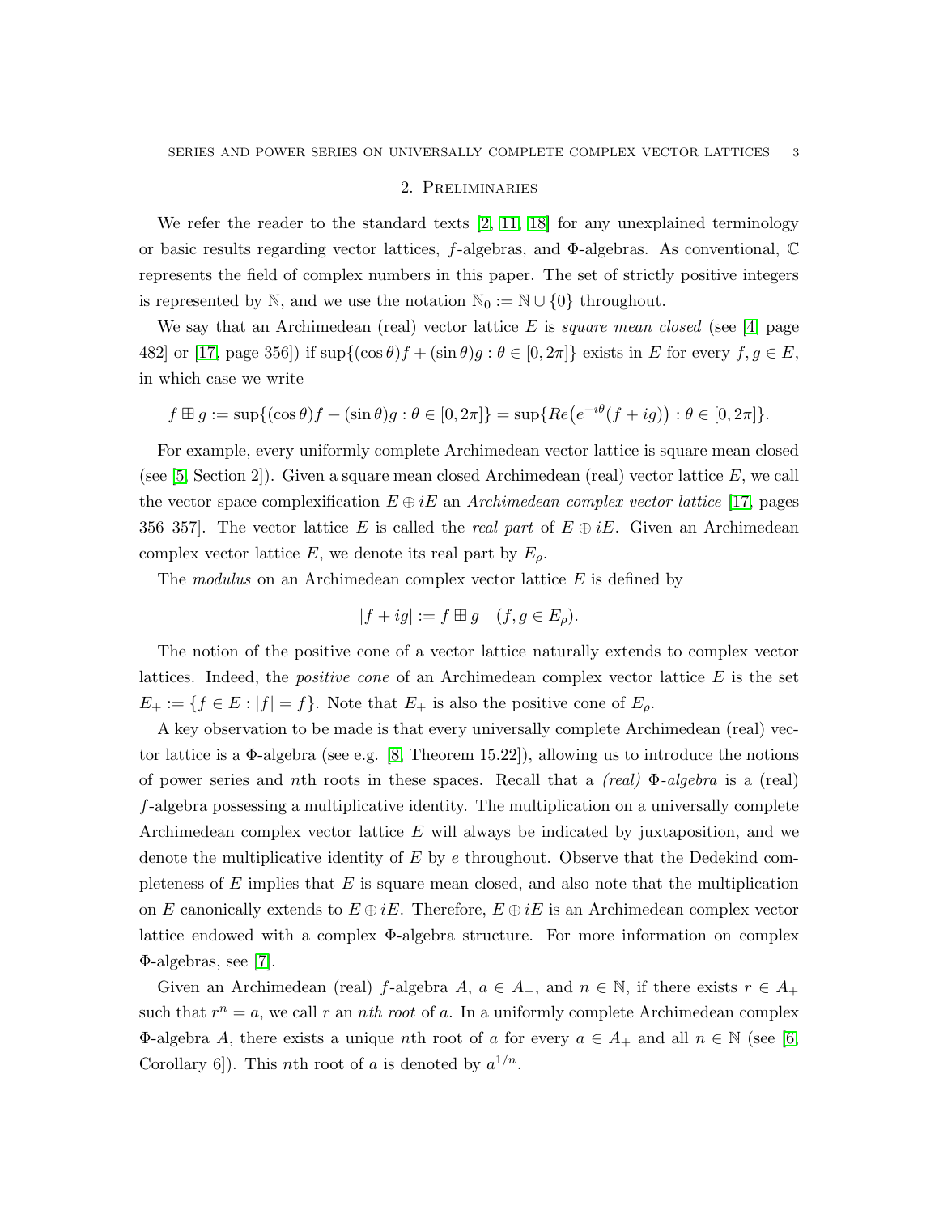## 2. Preliminaries

We refer the reader to the standard texts [2, 11, 18] for any unexplained terminology or basic results regarding vector lattices, $f$-algebras, and $\Phi$-algebras. As conventional, $\mathbb{C}$ represents the field of complex numbers in this paper. The set of strictly positive integers is represented by $\mathbb{N}$, and we use the notation $\mathbb{N}_0 := \mathbb{N} \cup \{0\}$ throughout.

We say that an Archimedean (real) vector lattice $E$ is *square mean closed* (see [4, page 482] or [17, page 356]) if $\sup\{(\cos\theta)f + (\sin\theta)g : \theta \in [0, 2\pi]\}$ exists in $E$ for every $f, g \in E$, in which case we write

$$f \boxplus g := \sup\{(\cos\theta)f + (\sin\theta)g : \theta \in [0, 2\pi]\} = \sup\{Re\big(e^{-i\theta}(f + ig)\big) : \theta \in [0, 2\pi]\}.$$

For example, every uniformly complete Archimedean vector lattice is square mean closed (see [5, Section 2]). Given a square mean closed Archimedean (real) vector lattice $E$, we call the vector space complexification $E \oplus iE$ an *Archimedean complex vector lattice* [17, pages 356–357]. The vector lattice $E$ is called the *real part* of $E \oplus iE$. Given an Archimedean complex vector lattice $E$, we denote its real part by $E_\rho$.

The *modulus* on an Archimedean complex vector lattice $E$ is defined by

$$|f + ig| := f \boxplus g \quad (f, g \in E_\rho).$$

The notion of the positive cone of a vector lattice naturally extends to complex vector lattices. Indeed, the *positive cone* of an Archimedean complex vector lattice $E$ is the set $E_+ := \{f \in E : |f| = f\}$. Note that $E_+$ is also the positive cone of $E_\rho$.

A key observation to be made is that every universally complete Archimedean (real) vector lattice is a $\Phi$-algebra (see e.g. [8, Theorem 15.22]), allowing us to introduce the notions of power series and $n$th roots in these spaces. Recall that a *(real) $\Phi$-algebra* is a (real) $f$-algebra possessing a multiplicative identity. The multiplication on a universally complete Archimedean complex vector lattice $E$ will always be indicated by juxtaposition, and we denote the multiplicative identity of $E$ by $e$ throughout. Observe that the Dedekind completeness of $E$ implies that $E$ is square mean closed, and also note that the multiplication on $E$ canonically extends to $E \oplus iE$. Therefore, $E \oplus iE$ is an Archimedean complex vector lattice endowed with a complex $\Phi$-algebra structure. For more information on complex $\Phi$-algebras, see [7].

Given an Archimedean (real) $f$-algebra $A$, $a \in A_+$, and $n \in \mathbb{N}$, if there exists $r \in A_+$ such that $r^n = a$, we call $r$ an *nth root* of $a$. In a uniformly complete Archimedean complex $\Phi$-algebra $A$, there exists a unique $n$th root of $a$ for every $a \in A_+$ and all $n \in \mathbb{N}$ (see [6, Corollary 6]). This $n$th root of $a$ is denoted by $a^{1/n}$.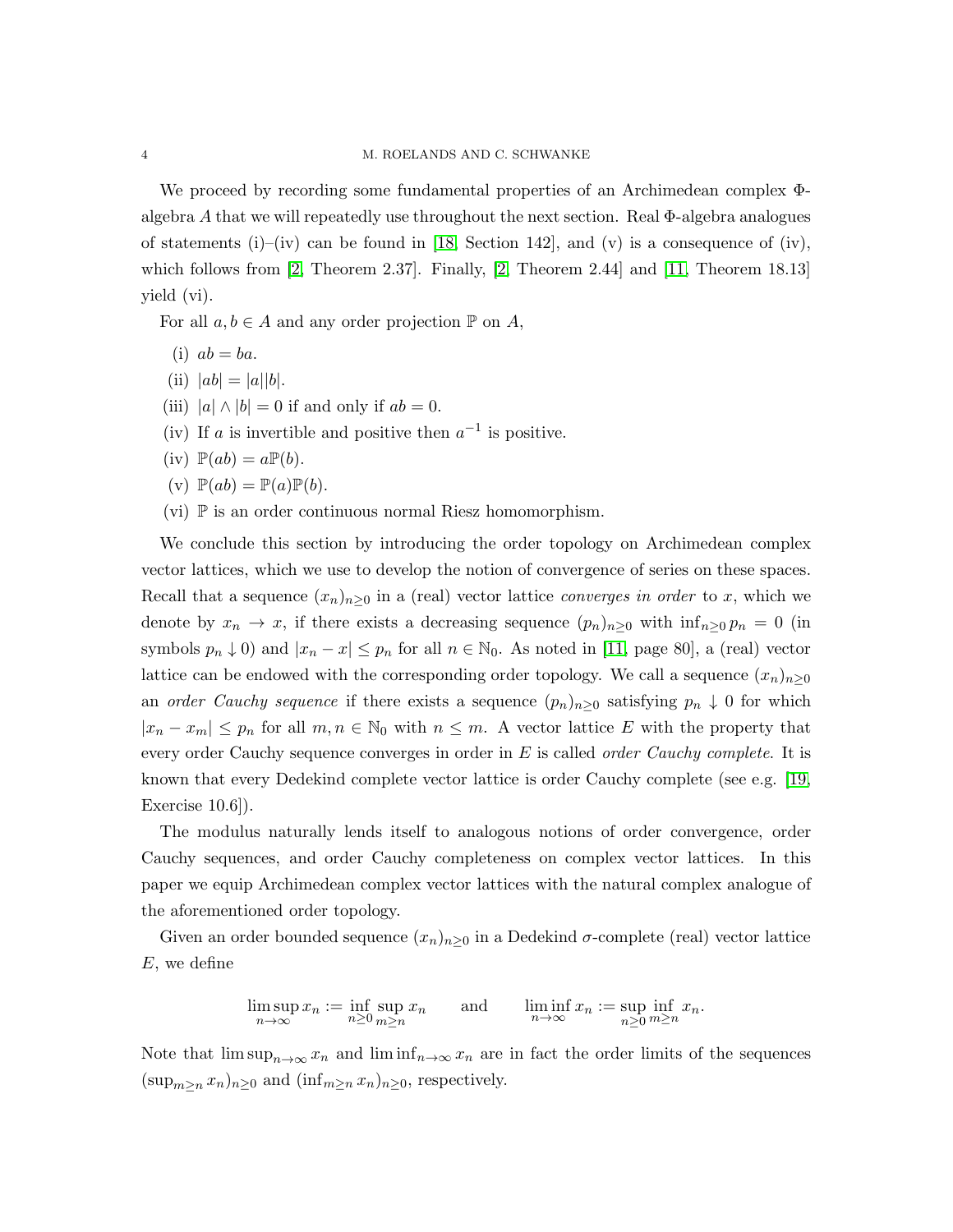We proceed by recording some fundamental properties of an Archimedean complex $\Phi$-algebra $A$ that we will repeatedly use throughout the next section. Real $\Phi$-algebra analogues of statements (i)–(iv) can be found in [18, Section 142], and (v) is a consequence of (iv), which follows from [2, Theorem 2.37]. Finally, [2, Theorem 2.44] and [11, Theorem 18.13] yield (vi).

For all $a, b \in A$ and any order projection $\mathbb{P}$ on $A$,

(i) $ab = ba$.
(ii) $|ab| = |a||b|$.
(iii) $|a| \wedge |b| = 0$ if and only if $ab = 0$.
(iv) If $a$ is invertible and positive then $a^{-1}$ is positive.
(iv) $\mathbb{P}(ab) = a\mathbb{P}(b)$.
(v) $\mathbb{P}(ab) = \mathbb{P}(a)\mathbb{P}(b)$.
(vi) $\mathbb{P}$ is an order continuous normal Riesz homomorphism.

We conclude this section by introducing the order topology on Archimedean complex vector lattices, which we use to develop the notion of convergence of series on these spaces. Recall that a sequence $(x_n)_{n\geq 0}$ in a (real) vector lattice *converges in order* to $x$, which we denote by $x_n \to x$, if there exists a decreasing sequence $(p_n)_{n\geq 0}$ with $\inf_{n\geq 0} p_n = 0$ (in symbols $p_n \downarrow 0$) and $|x_n - x| \leq p_n$ for all $n \in \mathbb{N}_0$. As noted in [11, page 80], a (real) vector lattice can be endowed with the corresponding order topology. We call a sequence $(x_n)_{n\geq 0}$ an *order Cauchy sequence* if there exists a sequence $(p_n)_{n\geq 0}$ satisfying $p_n \downarrow 0$ for which $|x_n - x_m| \leq p_n$ for all $m, n \in \mathbb{N}_0$ with $n \leq m$. A vector lattice $E$ with the property that every order Cauchy sequence converges in order in $E$ is called *order Cauchy complete*. It is known that every Dedekind complete vector lattice is order Cauchy complete (see e.g. [19, Exercise 10.6]).

The modulus naturally lends itself to analogous notions of order convergence, order Cauchy sequences, and order Cauchy completeness on complex vector lattices. In this paper we equip Archimedean complex vector lattices with the natural complex analogue of the aforementioned order topology.

Given an order bounded sequence $(x_n)_{n\geq 0}$ in a Dedekind $\sigma$-complete (real) vector lattice $E$, we define

$$\limsup_{n\to\infty} x_n := \inf_{n\geq 0} \sup_{m\geq n} x_n \qquad \text{and} \qquad \liminf_{n\to\infty} x_n := \sup_{n\geq 0} \inf_{m\geq n} x_n.$$

Note that $\limsup_{n\to\infty} x_n$ and $\liminf_{n\to\infty} x_n$ are in fact the order limits of the sequences $(\sup_{m\geq n} x_n)_{n\geq 0}$ and $(\inf_{m\geq n} x_n)_{n\geq 0}$, respectively.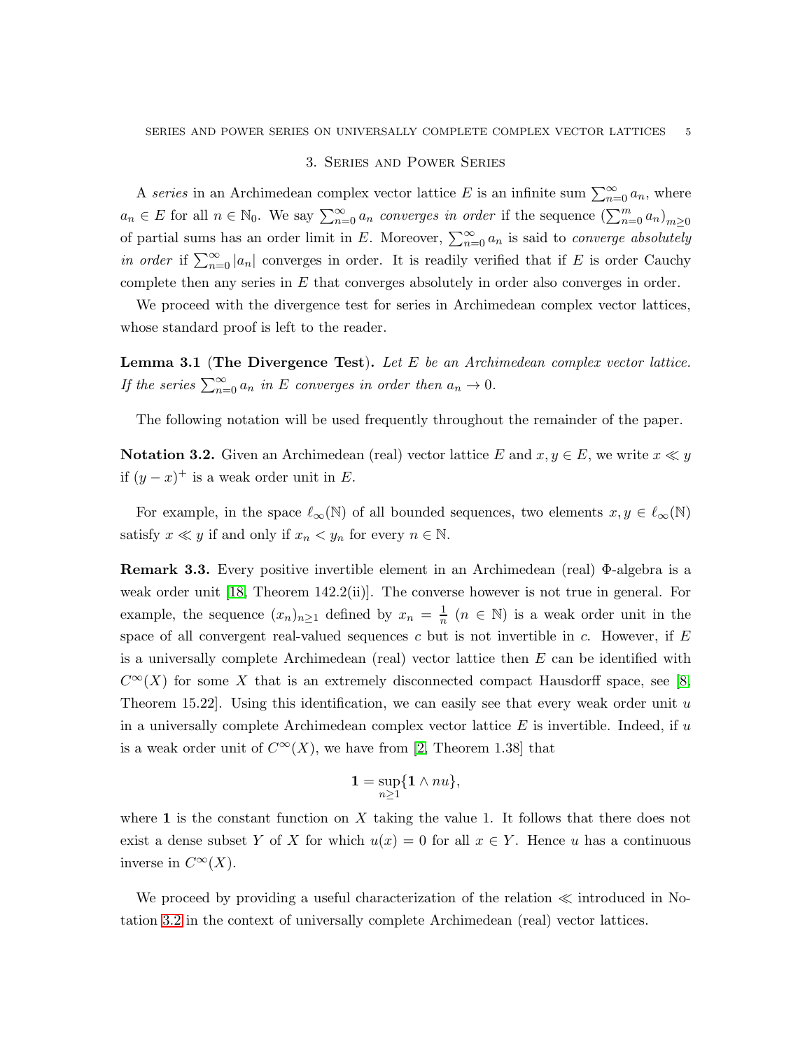## 3. Series and Power Series

A *series* in an Archimedean complex vector lattice $E$ is an infinite sum $\sum_{n=0}^{\infty} a_n$, where $a_n \in E$ for all $n \in \mathbb{N}_0$. We say $\sum_{n=0}^{\infty} a_n$ *converges in order* if the sequence $(\sum_{n=0}^{m} a_n)_{m\geq 0}$ of partial sums has an order limit in $E$. Moreover, $\sum_{n=0}^{\infty} a_n$ is said to *converge absolutely in order* if $\sum_{n=0}^{\infty} |a_n|$ converges in order. It is readily verified that if $E$ is order Cauchy complete then any series in $E$ that converges absolutely in order also converges in order.

We proceed with the divergence test for series in Archimedean complex vector lattices, whose standard proof is left to the reader.

**Lemma 3.1** (**The Divergence Test**). *Let $E$ be an Archimedean complex vector lattice. If the series $\sum_{n=0}^{\infty} a_n$ in $E$ converges in order then $a_n \to 0$.*

The following notation will be used frequently throughout the remainder of the paper.

**Notation 3.2.** Given an Archimedean (real) vector lattice $E$ and $x, y \in E$, we write $x \ll y$ if $(y - x)^+$ is a weak order unit in $E$.

For example, in the space $\ell_\infty(\mathbb{N})$ of all bounded sequences, two elements $x, y \in \ell_\infty(\mathbb{N})$ satisfy $x \ll y$ if and only if $x_n < y_n$ for every $n \in \mathbb{N}$.

**Remark 3.3.** Every positive invertible element in an Archimedean (real) $\Phi$-algebra is a weak order unit [18, Theorem 142.2(ii)]. The converse however is not true in general. For example, the sequence $(x_n)_{n\geq 1}$ defined by $x_n = \frac{1}{n}$ ($n \in \mathbb{N}$) is a weak order unit in the space of all convergent real-valued sequences $c$ but is not invertible in $c$. However, if $E$ is a universally complete Archimedean (real) vector lattice then $E$ can be identified with $C^\infty(X)$ for some $X$ that is an extremely disconnected compact Hausdorff space, see [8, Theorem 15.22]. Using this identification, we can easily see that every weak order unit $u$ in a universally complete Archimedean complex vector lattice $E$ is invertible. Indeed, if $u$ is a weak order unit of $C^\infty(X)$, we have from [2, Theorem 1.38] that

$$\mathbf{1} = \sup_{n\geq 1}\{\mathbf{1} \wedge nu\},$$

where $\mathbf{1}$ is the constant function on $X$ taking the value 1. It follows that there does not exist a dense subset $Y$ of $X$ for which $u(x) = 0$ for all $x \in Y$. Hence $u$ has a continuous inverse in $C^\infty(X)$.

We proceed by providing a useful characterization of the relation $\ll$ introduced in Notation 3.2 in the context of universally complete Archimedean (real) vector lattices.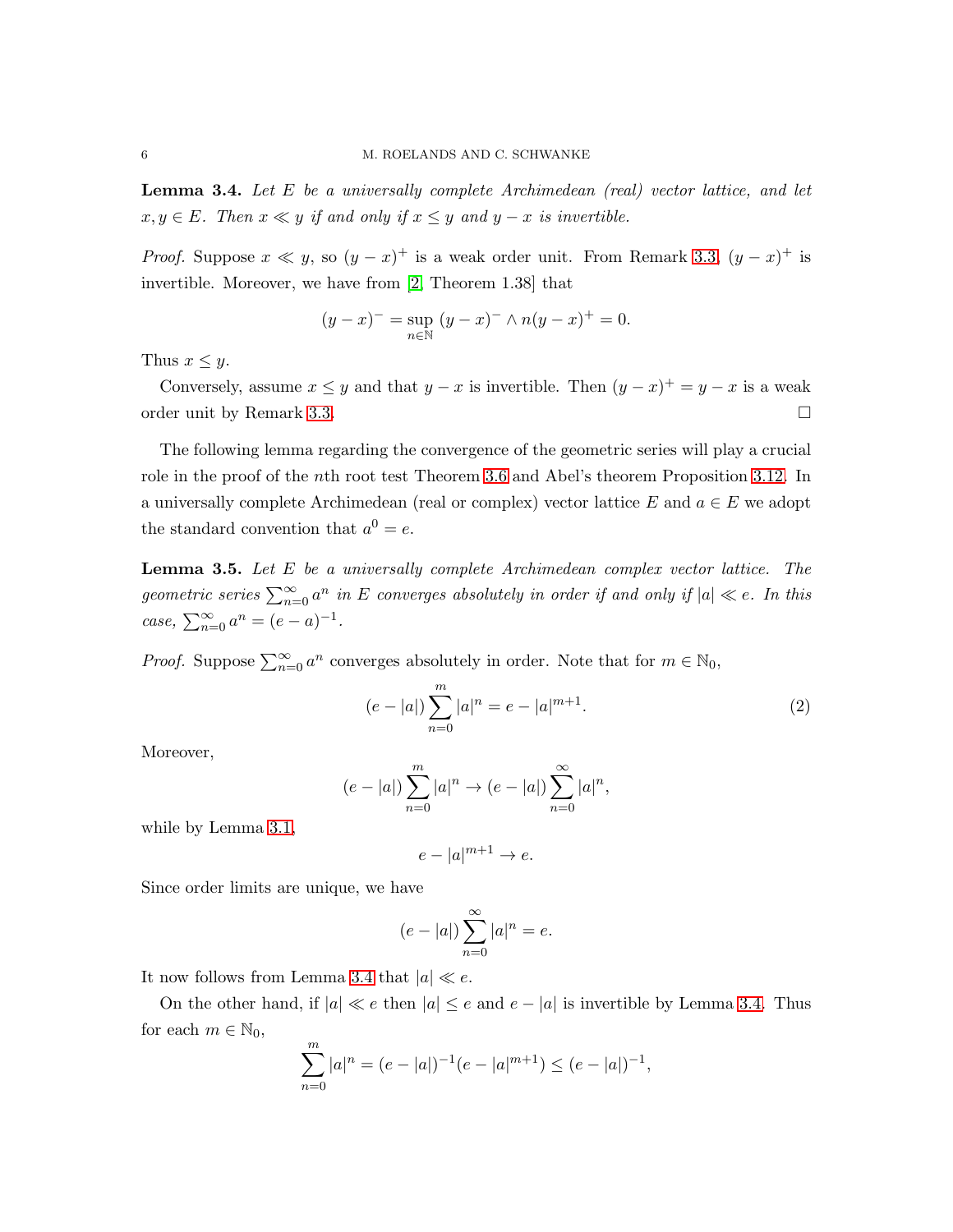**Lemma 3.4.** *Let $E$ be a universally complete Archimedean (real) vector lattice, and let $x, y \in E$. Then $x \ll y$ if and only if $x \leq y$ and $y - x$ is invertible.*

*Proof.* Suppose $x \ll y$, so $(y-x)^+$ is a weak order unit. From Remark 3.3, $(y-x)^+$ is invertible. Moreover, we have from [2, Theorem 1.38] that

$$(y-x)^- = \sup_{n \in \mathbb{N}} (y-x)^- \wedge n(y-x)^+ = 0.$$

Thus $x \leq y$.

Conversely, assume $x \leq y$ and that $y - x$ is invertible. Then $(y-x)^+ = y - x$ is a weak order unit by Remark 3.3. $\square$

The following lemma regarding the convergence of the geometric series will play a crucial role in the proof of the $n$th root test Theorem 3.6 and Abel's theorem Proposition 3.12. In a universally complete Archimedean (real or complex) vector lattice $E$ and $a \in E$ we adopt the standard convention that $a^0 = e$.

**Lemma 3.5.** *Let $E$ be a universally complete Archimedean complex vector lattice. The geometric series $\sum_{n=0}^{\infty} a^n$ in $E$ converges absolutely in order if and only if $|a| \ll e$. In this case, $\sum_{n=0}^{\infty} a^n = (e-a)^{-1}$.*

*Proof.* Suppose $\sum_{n=0}^{\infty} a^n$ converges absolutely in order. Note that for $m \in \mathbb{N}_0$,

$$(e - |a|) \sum_{n=0}^{m} |a|^n = e - |a|^{m+1}. \tag{2}$$

Moreover,

$$(e - |a|) \sum_{n=0}^{m} |a|^n \to (e - |a|) \sum_{n=0}^{\infty} |a|^n,$$

while by Lemma 3.1,

$$e - |a|^{m+1} \to e.$$

Since order limits are unique, we have

$$(e - |a|) \sum_{n=0}^{\infty} |a|^n = e.$$

It now follows from Lemma 3.4 that $|a| \ll e$.

On the other hand, if $|a| \ll e$ then $|a| \leq e$ and $e - |a|$ is invertible by Lemma 3.4. Thus for each $m \in \mathbb{N}_0$,

$$\sum_{n=0}^{m} |a|^n = (e - |a|)^{-1}(e - |a|^{m+1}) \leq (e - |a|)^{-1},$$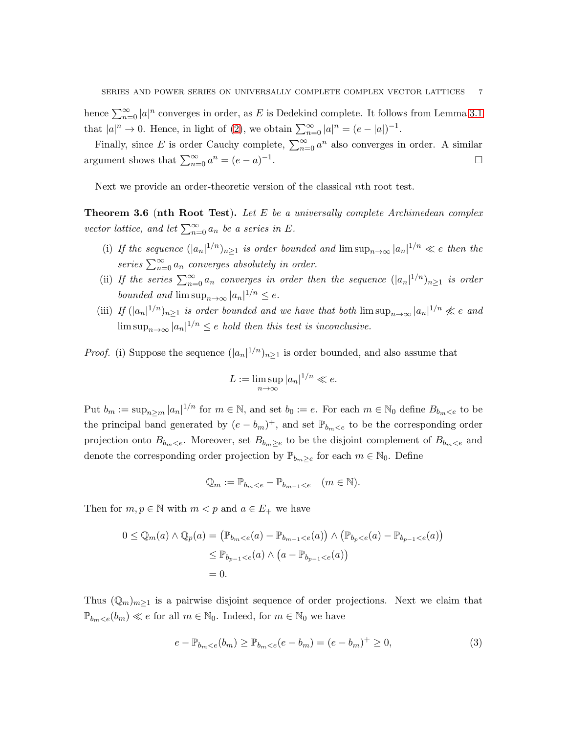hence $\sum_{n=0}^{\infty}|a|^n$ converges in order, as $E$ is Dedekind complete. It follows from Lemma 3.1 that $|a|^n \to 0$. Hence, in light of (2), we obtain $\sum_{n=0}^{\infty}|a|^n = (e-|a|)^{-1}$.

Finally, since $E$ is order Cauchy complete, $\sum_{n=0}^{\infty}a^n$ also converges in order. A similar argument shows that $\sum_{n=0}^{\infty}a^n = (e-a)^{-1}$. $\square$

Next we provide an order-theoretic version of the classical $n$th root test.

**Theorem 3.6** (**nth Root Test**). *Let $E$ be a universally complete Archimedean complex vector lattice, and let $\sum_{n=0}^{\infty}a_n$ be a series in $E$.*

- (i) *If the sequence $(|a_n|^{1/n})_{n\geq 1}$ is order bounded and $\limsup_{n\to\infty}|a_n|^{1/n} \ll e$ then the series $\sum_{n=0}^{\infty}a_n$ converges absolutely in order.*
- (ii) *If the series $\sum_{n=0}^{\infty}a_n$ converges in order then the sequence $(|a_n|^{1/n})_{n\geq 1}$ is order bounded and $\limsup_{n\to\infty}|a_n|^{1/n}\leq e$.*
- (iii) *If $(|a_n|^{1/n})_{n\geq 1}$ is order bounded and we have that both $\limsup_{n\to\infty}|a_n|^{1/n}\not\ll e$ and $\limsup_{n\to\infty}|a_n|^{1/n}\leq e$ hold then this test is inconclusive.*

*Proof.* (i) Suppose the sequence $(|a_n|^{1/n})_{n\geq 1}$ is order bounded, and also assume that

$$L := \limsup_{n\to\infty}|a_n|^{1/n} \ll e.$$

Put $b_m := \sup_{n\geq m}|a_n|^{1/n}$ for $m\in\mathbb{N}$, and set $b_0 := e$. For each $m\in\mathbb{N}_0$ define $B_{b_m<e}$ to be the principal band generated by $(e-b_m)^+$, and set $\mathbb{P}_{b_m<e}$ to be the corresponding order projection onto $B_{b_m<e}$. Moreover, set $B_{b_m\geq e}$ to be the disjoint complement of $B_{b_m<e}$ and denote the corresponding order projection by $\mathbb{P}_{b_m\geq e}$ for each $m\in\mathbb{N}_0$. Define

$$\mathbb{Q}_m := \mathbb{P}_{b_m<e} - \mathbb{P}_{b_{m-1}<e} \quad (m\in\mathbb{N}).$$

Then for $m,p\in\mathbb{N}$ with $m<p$ and $a\in E_+$ we have

$$\begin{aligned}
0\leq \mathbb{Q}_m(a)\wedge\mathbb{Q}_p(a) &= \big(\mathbb{P}_{b_m<e}(a)-\mathbb{P}_{b_{m-1}<e}(a)\big)\wedge\big(\mathbb{P}_{b_p<e}(a)-\mathbb{P}_{b_{p-1}<e}(a)\big)\\
&\leq \mathbb{P}_{b_{p-1}<e}(a)\wedge\big(a-\mathbb{P}_{b_{p-1}<e}(a)\big)\\
&=0.
\end{aligned}$$

Thus $(\mathbb{Q}_m)_{m\geq 1}$ is a pairwise disjoint sequence of order projections. Next we claim that $\mathbb{P}_{b_m<e}(b_m)\ll e$ for all $m\in\mathbb{N}_0$. Indeed, for $m\in\mathbb{N}_0$ we have

$$e-\mathbb{P}_{b_m<e}(b_m)\geq \mathbb{P}_{b_m<e}(e-b_m) = (e-b_m)^+\geq 0, \tag{3}$$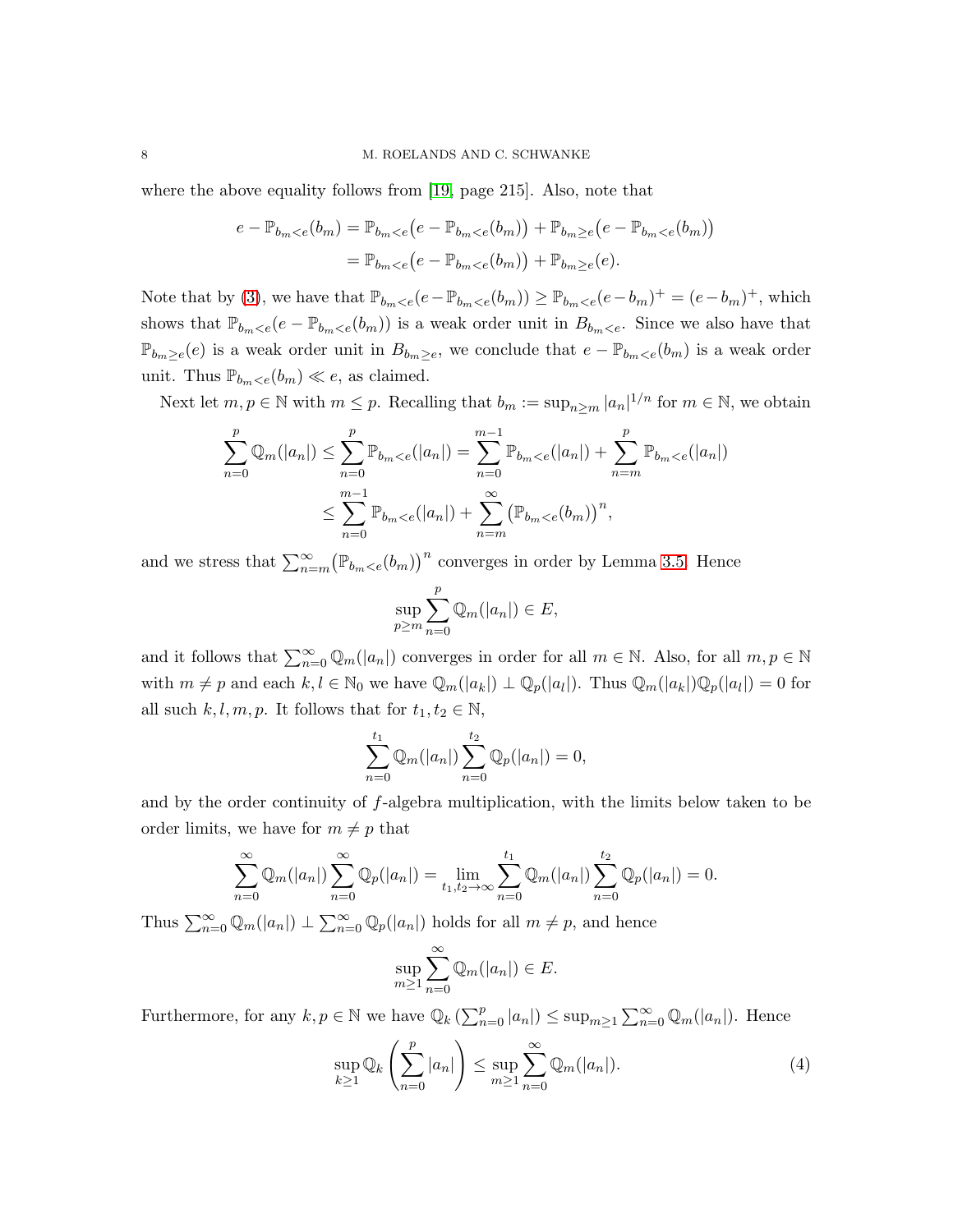where the above equality follows from [19, page 215]. Also, note that

$$e - \mathbb{P}_{b_m<e}(b_m) = \mathbb{P}_{b_m<e}\big(e - \mathbb{P}_{b_m<e}(b_m)\big) + \mathbb{P}_{b_m\geq e}\big(e - \mathbb{P}_{b_m<e}(b_m)\big)$$
$$= \mathbb{P}_{b_m<e}\big(e - \mathbb{P}_{b_m<e}(b_m)\big) + \mathbb{P}_{b_m\geq e}(e).$$

Note that by (3), we have that $\mathbb{P}_{b_m<e}(e-\mathbb{P}_{b_m<e}(b_m)) \geq \mathbb{P}_{b_m<e}(e-b_m)^+ = (e-b_m)^+$, which shows that $\mathbb{P}_{b_m<e}(e - \mathbb{P}_{b_m<e}(b_m))$ is a weak order unit in $B_{b_m<e}$. Since we also have that $\mathbb{P}_{b_m\geq e}(e)$ is a weak order unit in $B_{b_m\geq e}$, we conclude that $e - \mathbb{P}_{b_m<e}(b_m)$ is a weak order unit. Thus $\mathbb{P}_{b_m<e}(b_m) \ll e$, as claimed.

Next let $m, p \in \mathbb{N}$ with $m \leq p$. Recalling that $b_m := \sup_{n\geq m} |a_n|^{1/n}$ for $m \in \mathbb{N}$, we obtain

$$\sum_{n=0}^{p} \mathbb{Q}_m(|a_n|) \leq \sum_{n=0}^{p} \mathbb{P}_{b_m<e}(|a_n|) = \sum_{n=0}^{m-1} \mathbb{P}_{b_m<e}(|a_n|) + \sum_{n=m}^{p} \mathbb{P}_{b_m<e}(|a_n|)$$
$$\leq \sum_{n=0}^{m-1} \mathbb{P}_{b_m<e}(|a_n|) + \sum_{n=m}^{\infty} \big(\mathbb{P}_{b_m<e}(b_m)\big)^n,$$

and we stress that $\sum_{n=m}^{\infty} \big(\mathbb{P}_{b_m<e}(b_m)\big)^n$ converges in order by Lemma 3.5. Hence

$$\sup_{p\geq m} \sum_{n=0}^{p} \mathbb{Q}_m(|a_n|) \in E,$$

and it follows that $\sum_{n=0}^{\infty} \mathbb{Q}_m(|a_n|)$ converges in order for all $m \in \mathbb{N}$. Also, for all $m, p \in \mathbb{N}$ with $m \neq p$ and each $k, l \in \mathbb{N}_0$ we have $\mathbb{Q}_m(|a_k|) \perp \mathbb{Q}_p(|a_l|)$. Thus $\mathbb{Q}_m(|a_k|)\mathbb{Q}_p(|a_l|) = 0$ for all such $k, l, m, p$. It follows that for $t_1, t_2 \in \mathbb{N}$,

$$\sum_{n=0}^{t_1} \mathbb{Q}_m(|a_n|) \sum_{n=0}^{t_2} \mathbb{Q}_p(|a_n|) = 0,$$

and by the order continuity of $f$-algebra multiplication, with the limits below taken to be order limits, we have for $m \neq p$ that

$$\sum_{n=0}^{\infty} \mathbb{Q}_m(|a_n|) \sum_{n=0}^{\infty} \mathbb{Q}_p(|a_n|) = \lim_{t_1,t_2\to\infty} \sum_{n=0}^{t_1} \mathbb{Q}_m(|a_n|) \sum_{n=0}^{t_2} \mathbb{Q}_p(|a_n|) = 0.$$

Thus $\sum_{n=0}^{\infty} \mathbb{Q}_m(|a_n|) \perp \sum_{n=0}^{\infty} \mathbb{Q}_p(|a_n|)$ holds for all $m \neq p$, and hence

$$\sup_{m\geq 1} \sum_{n=0}^{\infty} \mathbb{Q}_m(|a_n|) \in E.$$

Furthermore, for any $k, p \in \mathbb{N}$ we have $\mathbb{Q}_k\left(\sum_{n=0}^{p} |a_n|\right) \leq \sup_{m\geq 1} \sum_{n=0}^{\infty} \mathbb{Q}_m(|a_n|)$. Hence

$$\sup_{k\geq 1} \mathbb{Q}_k\left(\sum_{n=0}^{p} |a_n|\right) \leq \sup_{m\geq 1} \sum_{n=0}^{\infty} \mathbb{Q}_m(|a_n|). \tag{4}$$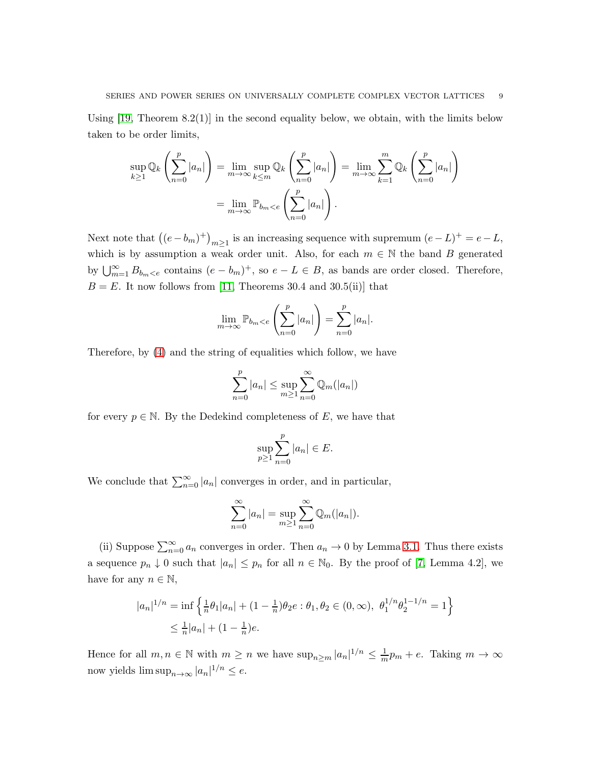Using [19, Theorem 8.2(1)] in the second equality below, we obtain, with the limits below taken to be order limits,

$$\sup_{k\geq 1} \mathbb{Q}_k\left(\sum_{n=0}^{p}|a_n|\right) = \lim_{m\to\infty}\sup_{k\leq m}\mathbb{Q}_k\left(\sum_{n=0}^{p}|a_n|\right) = \lim_{m\to\infty}\sum_{k=1}^{m}\mathbb{Q}_k\left(\sum_{n=0}^{p}|a_n|\right)$$
$$= \lim_{m\to\infty}\mathbb{P}_{b_m<e}\left(\sum_{n=0}^{p}|a_n|\right).$$

Next note that $\left((e-b_m)^+\right)_{m\geq 1}$ is an increasing sequence with supremum $(e-L)^+ = e-L$, which is by assumption a weak order unit. Also, for each $m \in \mathbb{N}$ the band $B$ generated by $\bigcup_{m=1}^{\infty} B_{b_m<e}$ contains $(e-b_m)^+$, so $e-L \in B$, as bands are order closed. Therefore, $B = E$. It now follows from [11, Theorems 30.4 and 30.5(ii)] that

$$\lim_{m\to\infty}\mathbb{P}_{b_m<e}\left(\sum_{n=0}^{p}|a_n|\right) = \sum_{n=0}^{p}|a_n|.$$

Therefore, by (4) and the string of equalities which follow, we have

$$\sum_{n=0}^{p}|a_n| \leq \sup_{m\geq 1}\sum_{n=0}^{\infty}\mathbb{Q}_m(|a_n|)$$

for every $p \in \mathbb{N}$. By the Dedekind completeness of $E$, we have that

$$\sup_{p\geq 1}\sum_{n=0}^{p}|a_n| \in E.$$

We conclude that $\sum_{n=0}^{\infty}|a_n|$ converges in order, and in particular,

$$\sum_{n=0}^{\infty}|a_n| = \sup_{m\geq 1}\sum_{n=0}^{\infty}\mathbb{Q}_m(|a_n|).$$

(ii) Suppose $\sum_{n=0}^{\infty} a_n$ converges in order. Then $a_n \to 0$ by Lemma 3.1. Thus there exists a sequence $p_n \downarrow 0$ such that $|a_n| \leq p_n$ for all $n \in \mathbb{N}_0$. By the proof of [7, Lemma 4.2], we have for any $n \in \mathbb{N}$,

$$|a_n|^{1/n} = \inf\left\{\tfrac{1}{n}\theta_1|a_n| + (1-\tfrac{1}{n})\theta_2 e : \theta_1, \theta_2 \in (0,\infty),\ \theta_1^{1/n}\theta_2^{1-1/n} = 1\right\}$$
$$\leq \tfrac{1}{n}|a_n| + (1-\tfrac{1}{n})e.$$

Hence for all $m, n \in \mathbb{N}$ with $m \geq n$ we have $\sup_{n\geq m}|a_n|^{1/n} \leq \frac{1}{m}p_m + e$. Taking $m \to \infty$ now yields $\limsup_{n\to\infty}|a_n|^{1/n} \leq e$.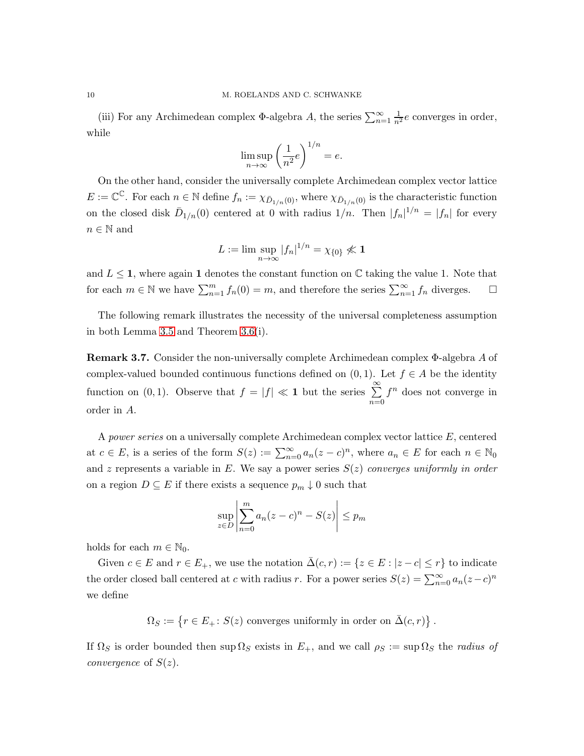(iii) For any Archimedean complex $\Phi$-algebra $A$, the series $\sum_{n=1}^{\infty} \frac{1}{n^2} e$ converges in order, while

$$\limsup_{n\to\infty} \left(\frac{1}{n^2} e\right)^{1/n} = e.$$

On the other hand, consider the universally complete Archimedean complex vector lattice $E := \mathbb{C}^{\mathbb{C}}$. For each $n \in \mathbb{N}$ define $f_n := \chi_{\bar{D}_{1/n}(0)}$, where $\chi_{\bar{D}_{1/n}(0)}$ is the characteristic function on the closed disk $\bar{D}_{1/n}(0)$ centered at 0 with radius $1/n$. Then $|f_n|^{1/n} = |f_n|$ for every $n \in \mathbb{N}$ and

$$L := \limsup_{n\to\infty} |f_n|^{1/n} = \chi_{\{0\}} \not\ll \mathbf{1}$$

and $L \leq \mathbf{1}$, where again $\mathbf{1}$ denotes the constant function on $\mathbb{C}$ taking the value 1. Note that for each $m \in \mathbb{N}$ we have $\sum_{n=1}^{m} f_n(0) = m$, and therefore the series $\sum_{n=1}^{\infty} f_n$ diverges. $\square$

The following remark illustrates the necessity of the universal completeness assumption in both Lemma 3.5 and Theorem 3.6(i).

**Remark 3.7.** Consider the non-universally complete Archimedean complex $\Phi$-algebra $A$ of complex-valued bounded continuous functions defined on $(0,1)$. Let $f \in A$ be the identity function on $(0,1)$. Observe that $f = |f| \ll \mathbf{1}$ but the series $\sum_{n=0}^{\infty} f^n$ does not converge in order in $A$.

A *power series* on a universally complete Archimedean complex vector lattice $E$, centered at $c \in E$, is a series of the form $S(z) := \sum_{n=0}^{\infty} a_n (z-c)^n$, where $a_n \in E$ for each $n \in \mathbb{N}_0$ and $z$ represents a variable in $E$. We say a power series $S(z)$ *converges uniformly in order* on a region $D \subseteq E$ if there exists a sequence $p_m \downarrow 0$ such that

$$\sup_{z\in D} \left| \sum_{n=0}^{m} a_n (z-c)^n - S(z) \right| \leq p_m$$

holds for each $m \in \mathbb{N}_0$.

Given $c \in E$ and $r \in E_+$, we use the notation $\bar{\Delta}(c,r) := \{z \in E : |z-c| \leq r\}$ to indicate the order closed ball centered at $c$ with radius $r$. For a power series $S(z) = \sum_{n=0}^{\infty} a_n (z-c)^n$ we define

$$\Omega_S := \left\{ r \in E_+ \colon S(z) \text{ converges uniformly in order on } \bar{\Delta}(c,r) \right\}.$$

If $\Omega_S$ is order bounded then $\sup \Omega_S$ exists in $E_+$, and we call $\rho_S := \sup \Omega_S$ the *radius of convergence* of $S(z)$.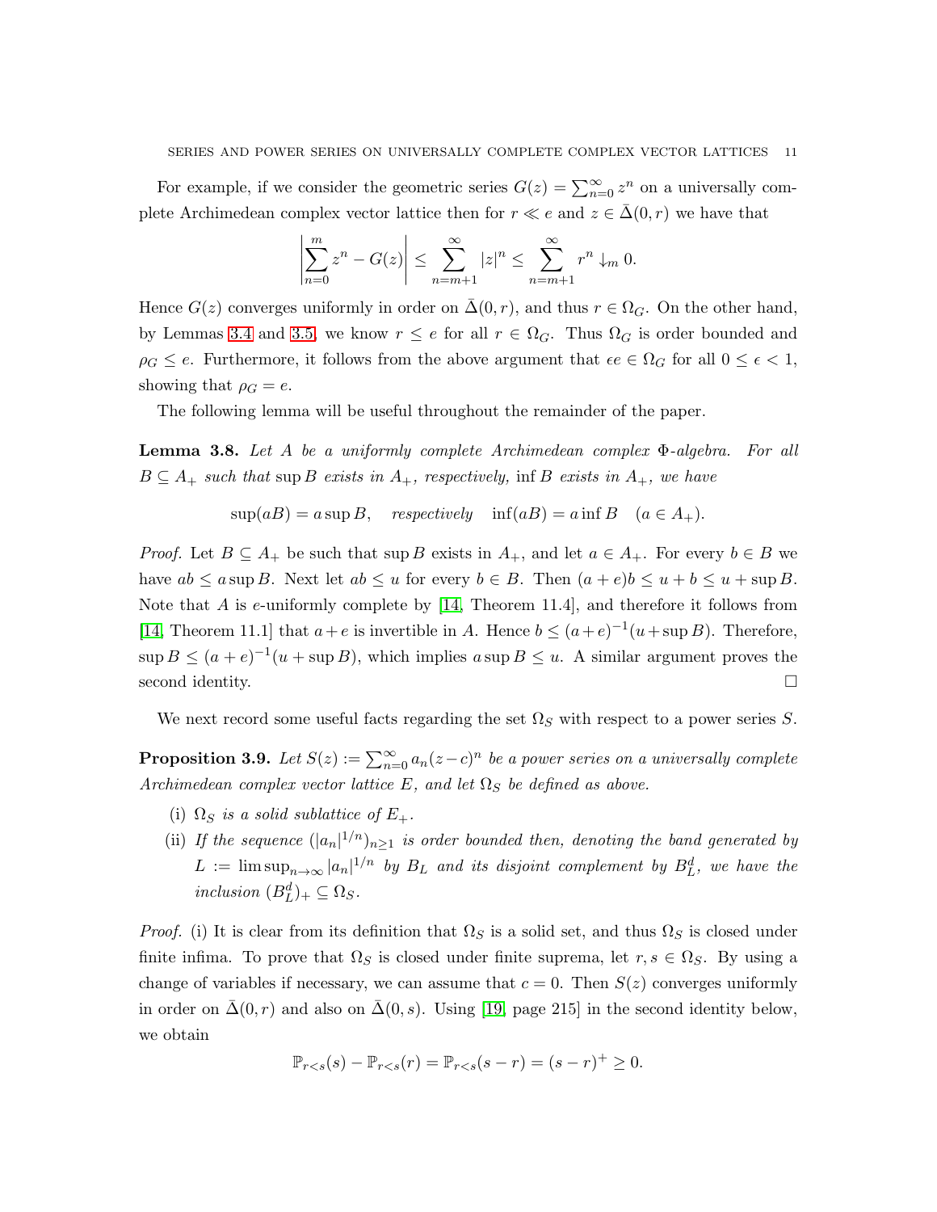For example, if we consider the geometric series $G(z) = \sum_{n=0}^{\infty} z^n$ on a universally complete Archimedean complex vector lattice then for $r \ll e$ and $z \in \bar{\Delta}(0, r)$ we have that

$$\left| \sum_{n=0}^{m} z^n - G(z) \right| \leq \sum_{n=m+1}^{\infty} |z|^n \leq \sum_{n=m+1}^{\infty} r^n \downarrow_m 0.$$

Hence $G(z)$ converges uniformly in order on $\bar{\Delta}(0, r)$, and thus $r \in \Omega_G$. On the other hand, by Lemmas 3.4 and 3.5, we know $r \leq e$ for all $r \in \Omega_G$. Thus $\Omega_G$ is order bounded and $\rho_G \leq e$. Furthermore, it follows from the above argument that $\epsilon e \in \Omega_G$ for all $0 \leq \epsilon < 1$, showing that $\rho_G = e$.

The following lemma will be useful throughout the remainder of the paper.

**Lemma 3.8.** *Let $A$ be a uniformly complete Archimedean complex $\Phi$-algebra. For all $B \subseteq A_+$ such that $\sup B$ exists in $A_+$, respectively, $\inf B$ exists in $A_+$, we have*

$$\sup(aB) = a \sup B, \quad \textit{respectively} \quad \inf(aB) = a \inf B \quad (a \in A_+).$$

*Proof.* Let $B \subseteq A_+$ be such that $\sup B$ exists in $A_+$, and let $a \in A_+$. For every $b \in B$ we have $ab \leq a \sup B$. Next let $ab \leq u$ for every $b \in B$. Then $(a + e)b \leq u + b \leq u + \sup B$. Note that $A$ is $e$-uniformly complete by [14, Theorem 11.4], and therefore it follows from [14, Theorem 11.1] that $a + e$ is invertible in $A$. Hence $b \leq (a + e)^{-1}(u + \sup B)$. Therefore, $\sup B \leq (a + e)^{-1}(u + \sup B)$, which implies $a \sup B \leq u$. A similar argument proves the second identity. $\square$

We next record some useful facts regarding the set $\Omega_S$ with respect to a power series $S$.

**Proposition 3.9.** *Let $S(z) := \sum_{n=0}^{\infty} a_n(z - c)^n$ be a power series on a universally complete Archimedean complex vector lattice $E$, and let $\Omega_S$ be defined as above.*

- (i) *$\Omega_S$ is a solid sublattice of $E_+$.*
- (ii) *If the sequence $(|a_n|^{1/n})_{n \geq 1}$ is order bounded then, denoting the band generated by $L := \limsup_{n \to \infty} |a_n|^{1/n}$ by $B_L$ and its disjoint complement by $B_L^d$, we have the inclusion $(B_L^d)_+ \subseteq \Omega_S$.*

*Proof.* (i) It is clear from its definition that $\Omega_S$ is a solid set, and thus $\Omega_S$ is closed under finite infima. To prove that $\Omega_S$ is closed under finite suprema, let $r, s \in \Omega_S$. By using a change of variables if necessary, we can assume that $c = 0$. Then $S(z)$ converges uniformly in order on $\bar{\Delta}(0, r)$ and also on $\bar{\Delta}(0, s)$. Using [19, page 215] in the second identity below, we obtain

$$\mathbb{P}_{r<s}(s) - \mathbb{P}_{r<s}(r) = \mathbb{P}_{r<s}(s - r) = (s - r)^+ \geq 0.$$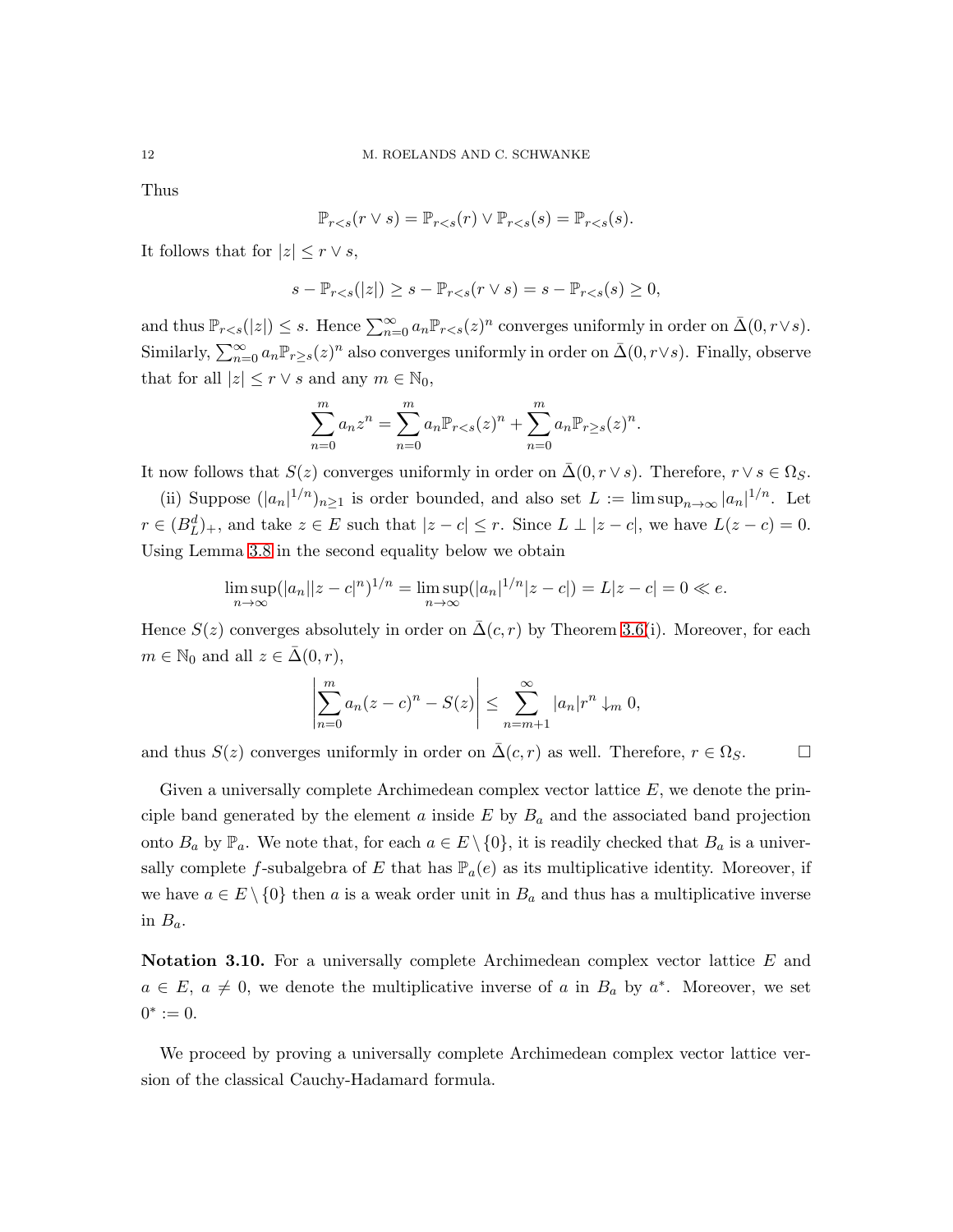Thus

$$\mathbb{P}_{r<s}(r \vee s) = \mathbb{P}_{r<s}(r) \vee \mathbb{P}_{r<s}(s) = \mathbb{P}_{r<s}(s).$$

It follows that for $|z| \leq r \vee s$,

$$s - \mathbb{P}_{r<s}(|z|) \geq s - \mathbb{P}_{r<s}(r \vee s) = s - \mathbb{P}_{r<s}(s) \geq 0,$$

and thus $\mathbb{P}_{r<s}(|z|) \leq s$. Hence $\sum_{n=0}^{\infty} a_n \mathbb{P}_{r<s}(z)^n$ converges uniformly in order on $\bar{\Delta}(0, r \vee s)$. Similarly, $\sum_{n=0}^{\infty} a_n \mathbb{P}_{r \geq s}(z)^n$ also converges uniformly in order on $\bar{\Delta}(0, r \vee s)$. Finally, observe that for all $|z| \leq r \vee s$ and any $m \in \mathbb{N}_0$,

$$\sum_{n=0}^{m} a_n z^n = \sum_{n=0}^{m} a_n \mathbb{P}_{r<s}(z)^n + \sum_{n=0}^{m} a_n \mathbb{P}_{r \geq s}(z)^n.$$

It now follows that $S(z)$ converges uniformly in order on $\bar{\Delta}(0, r \vee s)$. Therefore, $r \vee s \in \Omega_S$.

(ii) Suppose $(|a_n|^{1/n})_{n \geq 1}$ is order bounded, and also set $L := \limsup_{n\to\infty} |a_n|^{1/n}$. Let $r \in (B_L^d)_+$, and take $z \in E$ such that $|z - c| \leq r$. Since $L \perp |z - c|$, we have $L(z - c) = 0$. Using Lemma 3.8 in the second equality below we obtain

$$\limsup_{n\to\infty} (|a_n||z - c|^n)^{1/n} = \limsup_{n\to\infty} (|a_n|^{1/n}|z - c|) = L|z - c| = 0 \ll e.$$

Hence $S(z)$ converges absolutely in order on $\bar{\Delta}(c, r)$ by Theorem 3.6(i). Moreover, for each $m \in \mathbb{N}_0$ and all $z \in \bar{\Delta}(0, r)$,

$$\left| \sum_{n=0}^{m} a_n (z - c)^n - S(z) \right| \leq \sum_{n=m+1}^{\infty} |a_n| r^n \downarrow_m 0,$$

and thus $S(z)$ converges uniformly in order on $\bar{\Delta}(c, r)$ as well. Therefore, $r \in \Omega_S$. $\square$

Given a universally complete Archimedean complex vector lattice $E$, we denote the principle band generated by the element $a$ inside $E$ by $B_a$ and the associated band projection onto $B_a$ by $\mathbb{P}_a$. We note that, for each $a \in E \setminus \{0\}$, it is readily checked that $B_a$ is a universally complete $f$-subalgebra of $E$ that has $\mathbb{P}_a(e)$ as its multiplicative identity. Moreover, if we have $a \in E \setminus \{0\}$ then $a$ is a weak order unit in $B_a$ and thus has a multiplicative inverse in $B_a$.

**Notation 3.10.** For a universally complete Archimedean complex vector lattice $E$ and $a \in E$, $a \neq 0$, we denote the multiplicative inverse of $a$ in $B_a$ by $a^*$. Moreover, we set $0^* := 0$.

We proceed by proving a universally complete Archimedean complex vector lattice version of the classical Cauchy-Hadamard formula.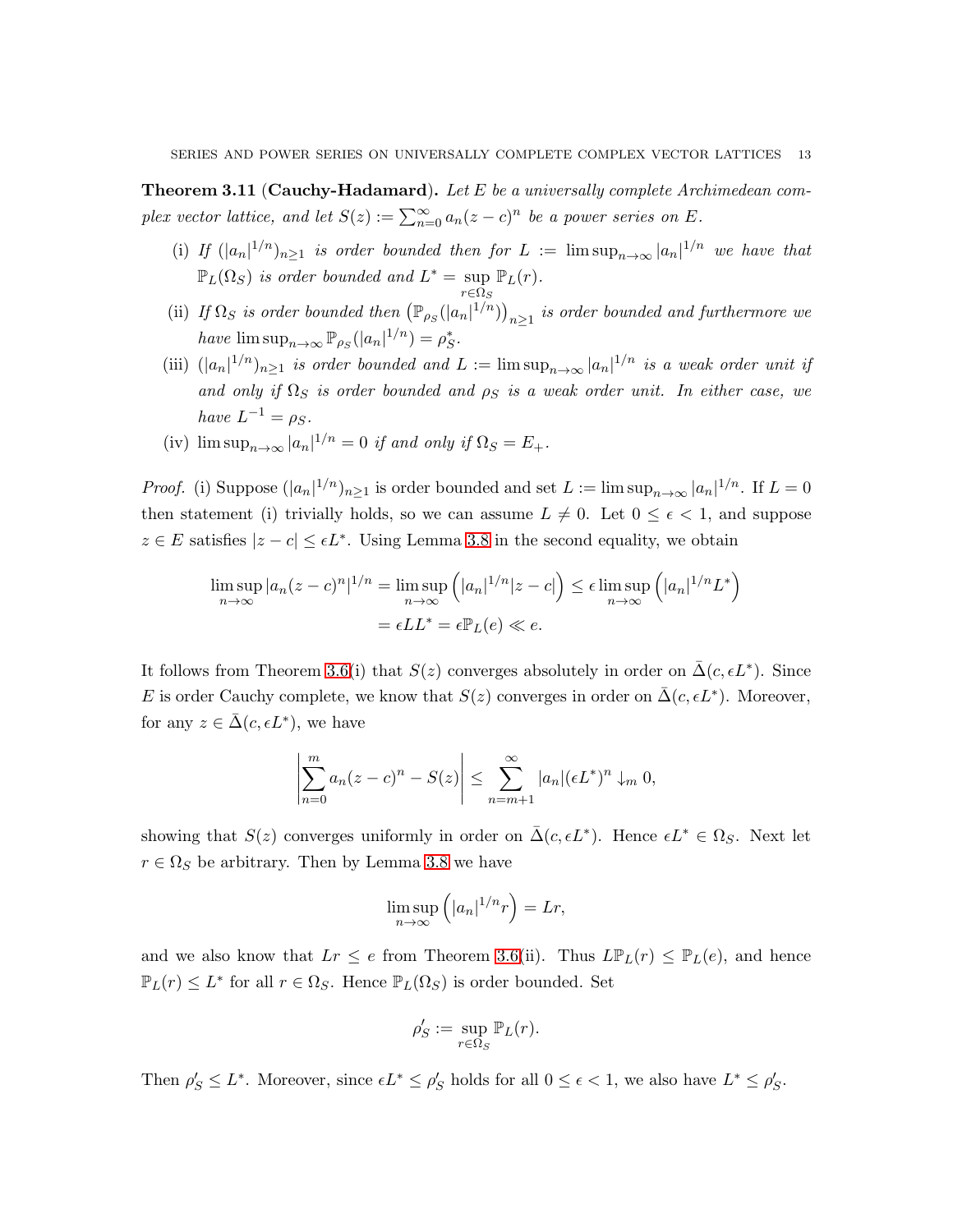**Theorem 3.11** (**Cauchy-Hadamard**). *Let $E$ be a universally complete Archimedean complex vector lattice, and let $S(z) := \sum_{n=0}^{\infty} a_n(z-c)^n$ be a power series on $E$.*

(i) *If $(|a_n|^{1/n})_{n\geq 1}$ is order bounded then for $L := \limsup_{n\to\infty} |a_n|^{1/n}$ we have that $\mathbb{P}_L(\Omega_S)$ is order bounded and $L^* = \sup_{r\in\Omega_S} \mathbb{P}_L(r)$.*

(ii) *If $\Omega_S$ is order bounded then $\left(\mathbb{P}_{\rho_S}(|a_n|^{1/n})\right)_{n\geq 1}$ is order bounded and furthermore we have $\limsup_{n\to\infty} \mathbb{P}_{\rho_S}(|a_n|^{1/n}) = \rho_S^*$.*

(iii) *$(|a_n|^{1/n})_{n\geq 1}$ is order bounded and $L := \limsup_{n\to\infty} |a_n|^{1/n}$ is a weak order unit if and only if $\Omega_S$ is order bounded and $\rho_S$ is a weak order unit. In either case, we have $L^{-1} = \rho_S$.*

(iv) *$\limsup_{n\to\infty} |a_n|^{1/n} = 0$ if and only if $\Omega_S = E_+$.*

*Proof.* (i) Suppose $(|a_n|^{1/n})_{n\geq 1}$ is order bounded and set $L := \limsup_{n\to\infty} |a_n|^{1/n}$. If $L = 0$ then statement (i) trivially holds, so we can assume $L \neq 0$. Let $0 \leq \epsilon < 1$, and suppose $z \in E$ satisfies $|z - c| \leq \epsilon L^*$. Using Lemma 3.8 in the second equality, we obtain

$$\limsup_{n\to\infty} |a_n(z-c)^n|^{1/n} = \limsup_{n\to\infty} \left(|a_n|^{1/n}|z-c|\right) \leq \epsilon \limsup_{n\to\infty} \left(|a_n|^{1/n} L^*\right)$$
$$= \epsilon L L^* = \epsilon \mathbb{P}_L(e) \ll e.$$

It follows from Theorem 3.6(i) that $S(z)$ converges absolutely in order on $\bar{\Delta}(c, \epsilon L^*)$. Since $E$ is order Cauchy complete, we know that $S(z)$ converges in order on $\bar{\Delta}(c, \epsilon L^*)$. Moreover, for any $z \in \bar{\Delta}(c, \epsilon L^*)$, we have

$$\left|\sum_{n=0}^{m} a_n(z-c)^n - S(z)\right| \leq \sum_{n=m+1}^{\infty} |a_n|(\epsilon L^*)^n \downarrow_m 0,$$

showing that $S(z)$ converges uniformly in order on $\bar{\Delta}(c, \epsilon L^*)$. Hence $\epsilon L^* \in \Omega_S$. Next let $r \in \Omega_S$ be arbitrary. Then by Lemma 3.8 we have

$$\limsup_{n\to\infty} \left(|a_n|^{1/n} r\right) = Lr,$$

and we also know that $Lr \leq e$ from Theorem 3.6(ii). Thus $L\mathbb{P}_L(r) \leq \mathbb{P}_L(e)$, and hence $\mathbb{P}_L(r) \leq L^*$ for all $r \in \Omega_S$. Hence $\mathbb{P}_L(\Omega_S)$ is order bounded. Set

$$\rho_S' := \sup_{r\in\Omega_S} \mathbb{P}_L(r).$$

Then $\rho_S' \leq L^*$. Moreover, since $\epsilon L^* \leq \rho_S'$ holds for all $0 \leq \epsilon < 1$, we also have $L^* \leq \rho_S'$.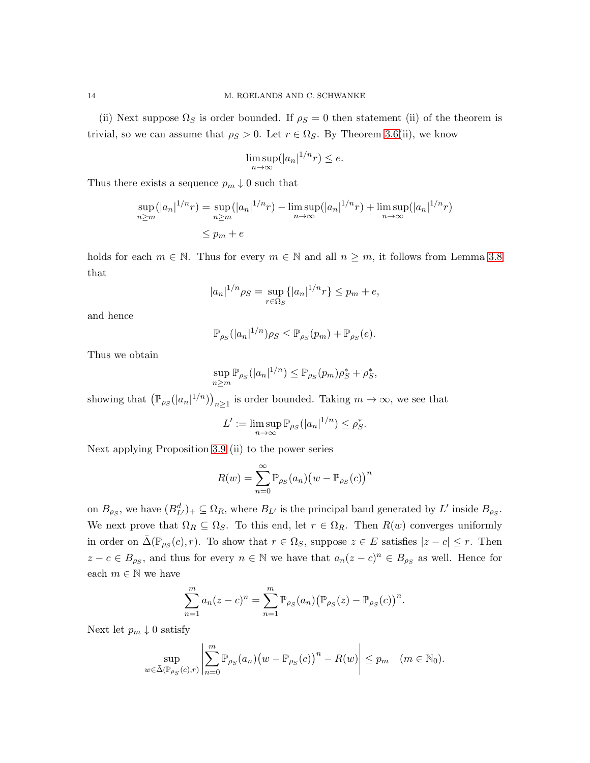(ii) Next suppose $\Omega_S$ is order bounded. If $\rho_S = 0$ then statement (ii) of the theorem is trivial, so we can assume that $\rho_S > 0$. Let $r \in \Omega_S$. By Theorem 3.6(ii), we know

$$\limsup_{n\to\infty}(|a_n|^{1/n}r) \leq e.$$

Thus there exists a sequence $p_m \downarrow 0$ such that

$$\begin{aligned}\sup_{n\geq m}(|a_n|^{1/n}r) &= \sup_{n\geq m}(|a_n|^{1/n}r) - \limsup_{n\to\infty}(|a_n|^{1/n}r) + \limsup_{n\to\infty}(|a_n|^{1/n}r)\\ &\leq p_m + e\end{aligned}$$

holds for each $m \in \mathbb{N}$. Thus for every $m \in \mathbb{N}$ and all $n \geq m$, it follows from Lemma 3.8 that

$$|a_n|^{1/n}\rho_S = \sup_{r\in\Omega_S}\{|a_n|^{1/n}r\} \leq p_m + e,$$

and hence

$$\mathbb{P}_{\rho_S}(|a_n|^{1/n})\rho_S \leq \mathbb{P}_{\rho_S}(p_m) + \mathbb{P}_{\rho_S}(e).$$

Thus we obtain

$$\sup_{n\geq m}\mathbb{P}_{\rho_S}(|a_n|^{1/n}) \leq \mathbb{P}_{\rho_S}(p_m)\rho_S^* + \rho_S^*,$$

showing that $\big(\mathbb{P}_{\rho_S}(|a_n|^{1/n})\big)_{n\geq 1}$ is order bounded. Taking $m \to \infty$, we see that

$$L' := \limsup_{n\to\infty}\mathbb{P}_{\rho_S}(|a_n|^{1/n}) \leq \rho_S^*.$$

Next applying Proposition 3.9 (ii) to the power series

$$R(w) = \sum_{n=0}^{\infty}\mathbb{P}_{\rho_S}(a_n)\big(w - \mathbb{P}_{\rho_S}(c)\big)^n$$

on $B_{\rho_S}$, we have $(B_{L'}^d)_+ \subseteq \Omega_R$, where $B_{L'}$ is the principal band generated by $L'$ inside $B_{\rho_S}$. We next prove that $\Omega_R \subseteq \Omega_S$. To this end, let $r \in \Omega_R$. Then $R(w)$ converges uniformly in order on $\bar{\Delta}(\mathbb{P}_{\rho_S}(c), r)$. To show that $r \in \Omega_S$, suppose $z \in E$ satisfies $|z - c| \leq r$. Then $z - c \in B_{\rho_S}$, and thus for every $n \in \mathbb{N}$ we have that $a_n(z-c)^n \in B_{\rho_S}$ as well. Hence for each $m \in \mathbb{N}$ we have

$$\sum_{n=1}^{m}a_n(z-c)^n = \sum_{n=1}^{m}\mathbb{P}_{\rho_S}(a_n)\big(\mathbb{P}_{\rho_S}(z) - \mathbb{P}_{\rho_S}(c)\big)^n.$$

Next let $p_m \downarrow 0$ satisfy

$$\sup_{w\in\bar{\Delta}(\mathbb{P}_{\rho_S}(c),r)}\left|\sum_{n=0}^{m}\mathbb{P}_{\rho_S}(a_n)\big(w - \mathbb{P}_{\rho_S}(c)\big)^n - R(w)\right| \leq p_m \quad (m \in \mathbb{N}_0).$$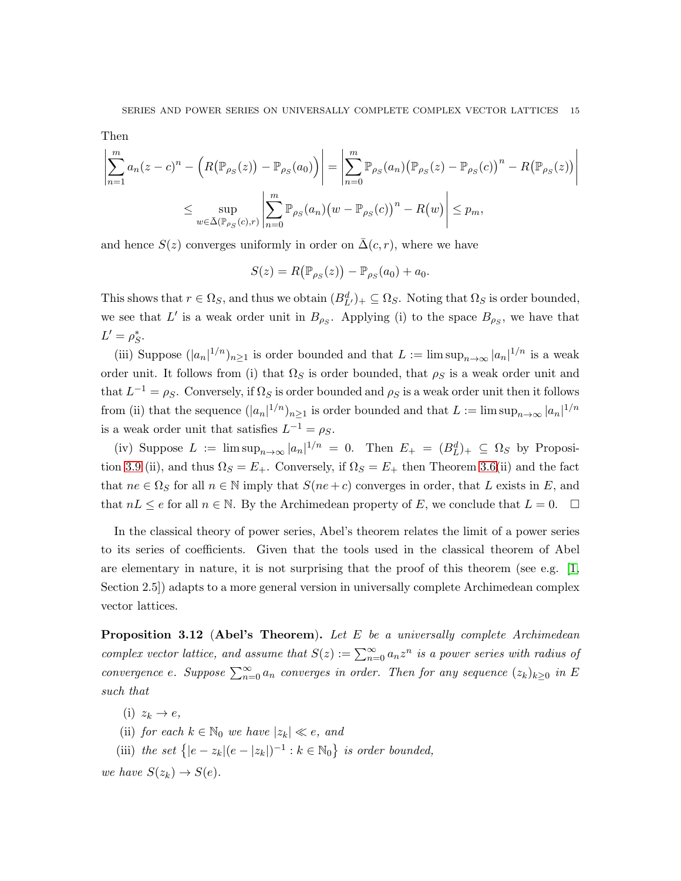Then

$$\left|\sum_{n=1}^{m} a_n(z-c)^n - \Big(R\big(\mathbb{P}_{\rho_S}(z)\big) - \mathbb{P}_{\rho_S}(a_0)\Big)\right| = \left|\sum_{n=0}^{m} \mathbb{P}_{\rho_S}(a_n)\big(\mathbb{P}_{\rho_S}(z) - \mathbb{P}_{\rho_S}(c)\big)^n - R\big(\mathbb{P}_{\rho_S}(z)\big)\right|$$

$$\leq \sup_{w\in\bar{\Delta}(\mathbb{P}_{\rho_S}(c),r)} \left|\sum_{n=0}^{m} \mathbb{P}_{\rho_S}(a_n)\big(w - \mathbb{P}_{\rho_S}(c)\big)^n - R\big(w\big)\right| \leq p_m,$$

and hence $S(z)$ converges uniformly in order on $\bar{\Delta}(c,r)$, where we have

$$S(z) = R\big(\mathbb{P}_{\rho_S}(z)\big) - \mathbb{P}_{\rho_S}(a_0) + a_0.$$

This shows that $r \in \Omega_S$, and thus we obtain $(B^d_{L'})_+ \subseteq \Omega_S$. Noting that $\Omega_S$ is order bounded, we see that $L'$ is a weak order unit in $B_{\rho_S}$. Applying (i) to the space $B_{\rho_S}$, we have that $L' = \rho_S^*$.

(iii) Suppose $(|a_n|^{1/n})_{n\geq 1}$ is order bounded and that $L := \limsup_{n\to\infty} |a_n|^{1/n}$ is a weak order unit. It follows from (i) that $\Omega_S$ is order bounded, that $\rho_S$ is a weak order unit and that $L^{-1} = \rho_S$. Conversely, if $\Omega_S$ is order bounded and $\rho_S$ is a weak order unit then it follows from (ii) that the sequence $(|a_n|^{1/n})_{n\geq 1}$ is order bounded and that $L := \limsup_{n\to\infty} |a_n|^{1/n}$ is a weak order unit that satisfies $L^{-1} = \rho_S$.

(iv) Suppose $L := \limsup_{n\to\infty} |a_n|^{1/n} = 0$. Then $E_+ = (B^d_L)_+ \subseteq \Omega_S$ by Proposition 3.9 (ii), and thus $\Omega_S = E_+$. Conversely, if $\Omega_S = E_+$ then Theorem 3.6(ii) and the fact that $ne \in \Omega_S$ for all $n \in \mathbb{N}$ imply that $S(ne + c)$ converges in order, that $L$ exists in $E$, and that $nL \leq e$ for all $n \in \mathbb{N}$. By the Archimedean property of $E$, we conclude that $L = 0$. $\square$

In the classical theory of power series, Abel's theorem relates the limit of a power series to its series of coefficients. Given that the tools used in the classical theorem of Abel are elementary in nature, it is not surprising that the proof of this theorem (see e.g. [1, Section 2.5]) adapts to a more general version in universally complete Archimedean complex vector lattices.

**Proposition 3.12** (**Abel's Theorem**). *Let $E$ be a universally complete Archimedean complex vector lattice, and assume that $S(z) := \sum_{n=0}^{\infty} a_n z^n$ is a power series with radius of convergence $e$. Suppose $\sum_{n=0}^{\infty} a_n$ converges in order. Then for any sequence $(z_k)_{k\geq 0}$ in $E$ such that*

(i) *$z_k \to e$,*

(ii) *for each $k \in \mathbb{N}_0$ we have $|z_k| \ll e$, and*

(iii) *the set $\{|e - z_k|(e - |z_k|)^{-1} : k \in \mathbb{N}_0\}$ is order bounded,*

*we have $S(z_k) \to S(e)$.*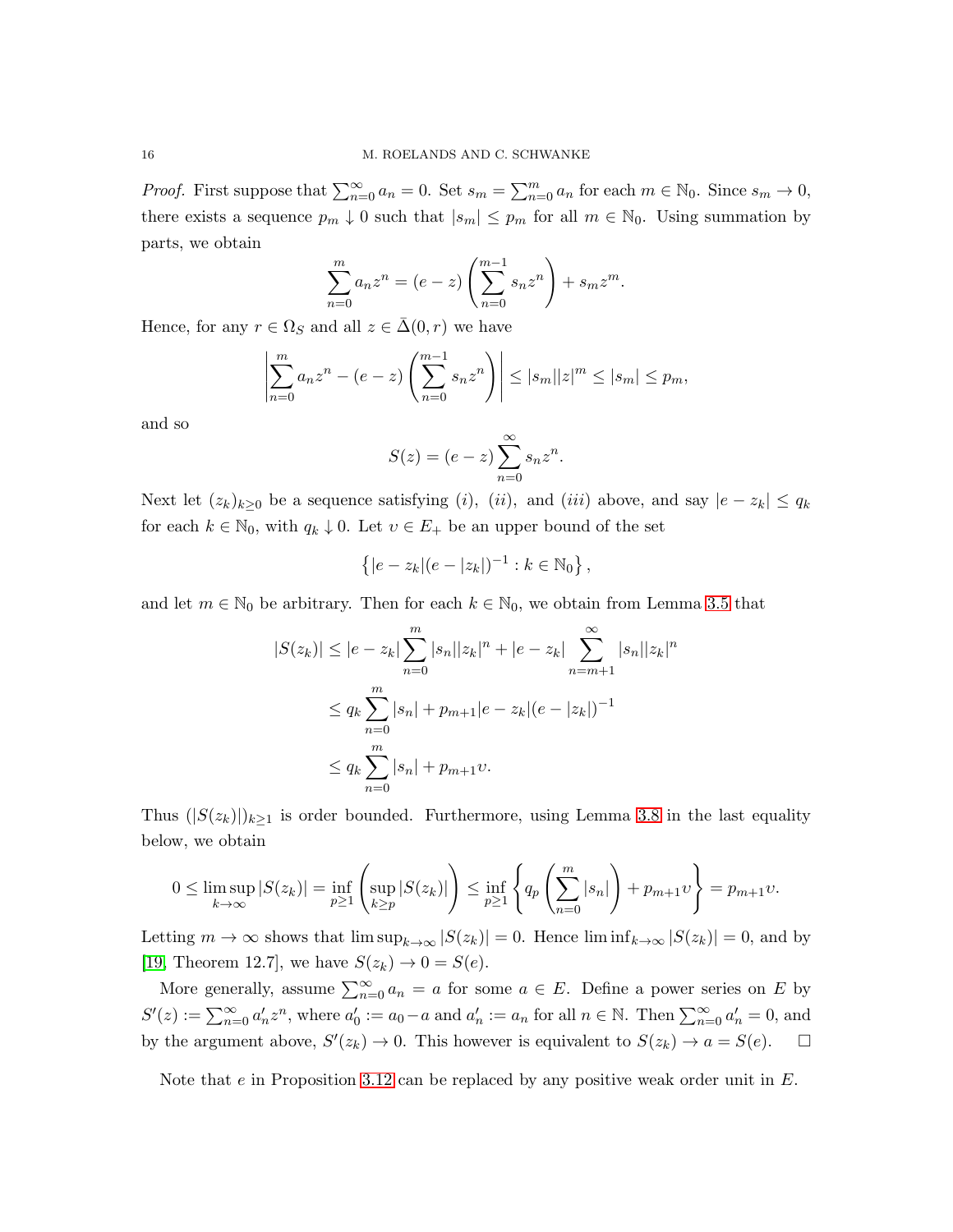*Proof.* First suppose that $\sum_{n=0}^{\infty} a_n = 0$. Set $s_m = \sum_{n=0}^{m} a_n$ for each $m \in \mathbb{N}_0$. Since $s_m \to 0$, there exists a sequence $p_m \downarrow 0$ such that $|s_m| \le p_m$ for all $m \in \mathbb{N}_0$. Using summation by parts, we obtain

$$\sum_{n=0}^{m} a_n z^n = (e - z) \left( \sum_{n=0}^{m-1} s_n z^n \right) + s_m z^m.$$

Hence, for any $r \in \Omega_S$ and all $z \in \bar{\Delta}(0, r)$ we have

$$\left| \sum_{n=0}^{m} a_n z^n - (e - z) \left( \sum_{n=0}^{m-1} s_n z^n \right) \right| \le |s_m||z|^m \le |s_m| \le p_m,$$

and so

$$S(z) = (e - z) \sum_{n=0}^{\infty} s_n z^n.$$

Next let $(z_k)_{k \ge 0}$ be a sequence satisfying $(i)$, $(ii)$, and $(iii)$ above, and say $|e - z_k| \le q_k$ for each $k \in \mathbb{N}_0$, with $q_k \downarrow 0$. Let $\upsilon \in E_+$ be an upper bound of the set

$$\left\{ |e - z_k|(e - |z_k|)^{-1} : k \in \mathbb{N}_0 \right\},$$

and let $m \in \mathbb{N}_0$ be arbitrary. Then for each $k \in \mathbb{N}_0$, we obtain from Lemma 3.5 that

$$\begin{aligned}
|S(z_k)| &\le |e - z_k| \sum_{n=0}^{m} |s_n||z_k|^n + |e - z_k| \sum_{n=m+1}^{\infty} |s_n||z_k|^n \\
&\le q_k \sum_{n=0}^{m} |s_n| + p_{m+1}|e - z_k|(e - |z_k|)^{-1} \\
&\le q_k \sum_{n=0}^{m} |s_n| + p_{m+1}\upsilon.
\end{aligned}$$

Thus $(|S(z_k)|)_{k \ge 1}$ is order bounded. Furthermore, using Lemma 3.8 in the last equality below, we obtain

$$0 \le \limsup_{k \to \infty} |S(z_k)| = \inf_{p \ge 1} \left( \sup_{k \ge p} |S(z_k)| \right) \le \inf_{p \ge 1} \left\{ q_p \left( \sum_{n=0}^{m} |s_n| \right) + p_{m+1}\upsilon \right\} = p_{m+1}\upsilon.$$

Letting $m \to \infty$ shows that $\limsup_{k \to \infty} |S(z_k)| = 0$. Hence $\liminf_{k \to \infty} |S(z_k)| = 0$, and by [19, Theorem 12.7], we have $S(z_k) \to 0 = S(e)$.

More generally, assume $\sum_{n=0}^{\infty} a_n = a$ for some $a \in E$. Define a power series on $E$ by $S'(z) := \sum_{n=0}^{\infty} a'_n z^n$, where $a'_0 := a_0 - a$ and $a'_n := a_n$ for all $n \in \mathbb{N}$. Then $\sum_{n=0}^{\infty} a'_n = 0$, and by the argument above, $S'(z_k) \to 0$. This however is equivalent to $S(z_k) \to a = S(e)$. $\square$

Note that $e$ in Proposition 3.12 can be replaced by any positive weak order unit in $E$.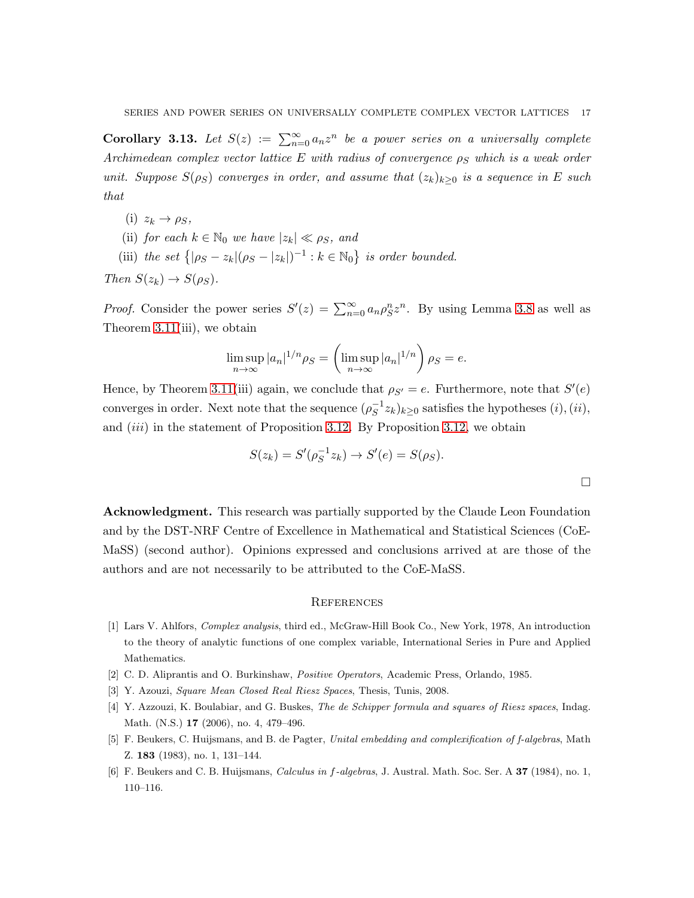**Corollary 3.13.** *Let $S(z) := \sum_{n=0}^{\infty} a_n z^n$ be a power series on a universally complete Archimedean complex vector lattice $E$ with radius of convergence $\rho_S$ which is a weak order unit. Suppose $S(\rho_S)$ converges in order, and assume that $(z_k)_{k\geq 0}$ is a sequence in $E$ such that*

(i) *$z_k \to \rho_S$,*

(ii) *for each $k \in \mathbb{N}_0$ we have $|z_k| \ll \rho_S$, and*

(iii) *the set $\{|\rho_S - z_k|(\rho_S - |z_k|)^{-1} : k \in \mathbb{N}_0\}$ is order bounded.*

*Then $S(z_k) \to S(\rho_S)$.*

*Proof.* Consider the power series $S'(z) = \sum_{n=0}^{\infty} a_n \rho_S^n z^n$. By using Lemma 3.8 as well as Theorem 3.11(iii), we obtain

$$\limsup_{n\to\infty} |a_n|^{1/n} \rho_S = \left(\limsup_{n\to\infty} |a_n|^{1/n}\right) \rho_S = e.$$

Hence, by Theorem 3.11(iii) again, we conclude that $\rho_{S'} = e$. Furthermore, note that $S'(e)$ converges in order. Next note that the sequence $(\rho_S^{-1} z_k)_{k\geq 0}$ satisfies the hypotheses $(i), (ii)$, and $(iii)$ in the statement of Proposition 3.12. By Proposition 3.12, we obtain

$$S(z_k) = S'(\rho_S^{-1} z_k) \to S'(e) = S(\rho_S).$$

□

**Acknowledgment.** This research was partially supported by the Claude Leon Foundation and by the DST-NRF Centre of Excellence in Mathematical and Statistical Sciences (CoE-MaSS) (second author). Opinions expressed and conclusions arrived at are those of the authors and are not necessarily to be attributed to the CoE-MaSS.

## References

[1] Lars V. Ahlfors, *Complex analysis*, third ed., McGraw-Hill Book Co., New York, 1978, An introduction to the theory of analytic functions of one complex variable, International Series in Pure and Applied Mathematics.

[2] C. D. Aliprantis and O. Burkinshaw, *Positive Operators*, Academic Press, Orlando, 1985.

[3] Y. Azouzi, *Square Mean Closed Real Riesz Spaces*, Thesis, Tunis, 2008.

[4] Y. Azzouzi, K. Boulabiar, and G. Buskes, *The de Schipper formula and squares of Riesz spaces*, Indag. Math. (N.S.) **17** (2006), no. 4, 479–496.

[5] F. Beukers, C. Huijsmans, and B. de Pagter, *Unital embedding and complexification of f-algebras*, Math Z. **183** (1983), no. 1, 131–144.

[6] F. Beukers and C. B. Huijsmans, *Calculus in f-algebras*, J. Austral. Math. Soc. Ser. A **37** (1984), no. 1, 110–116.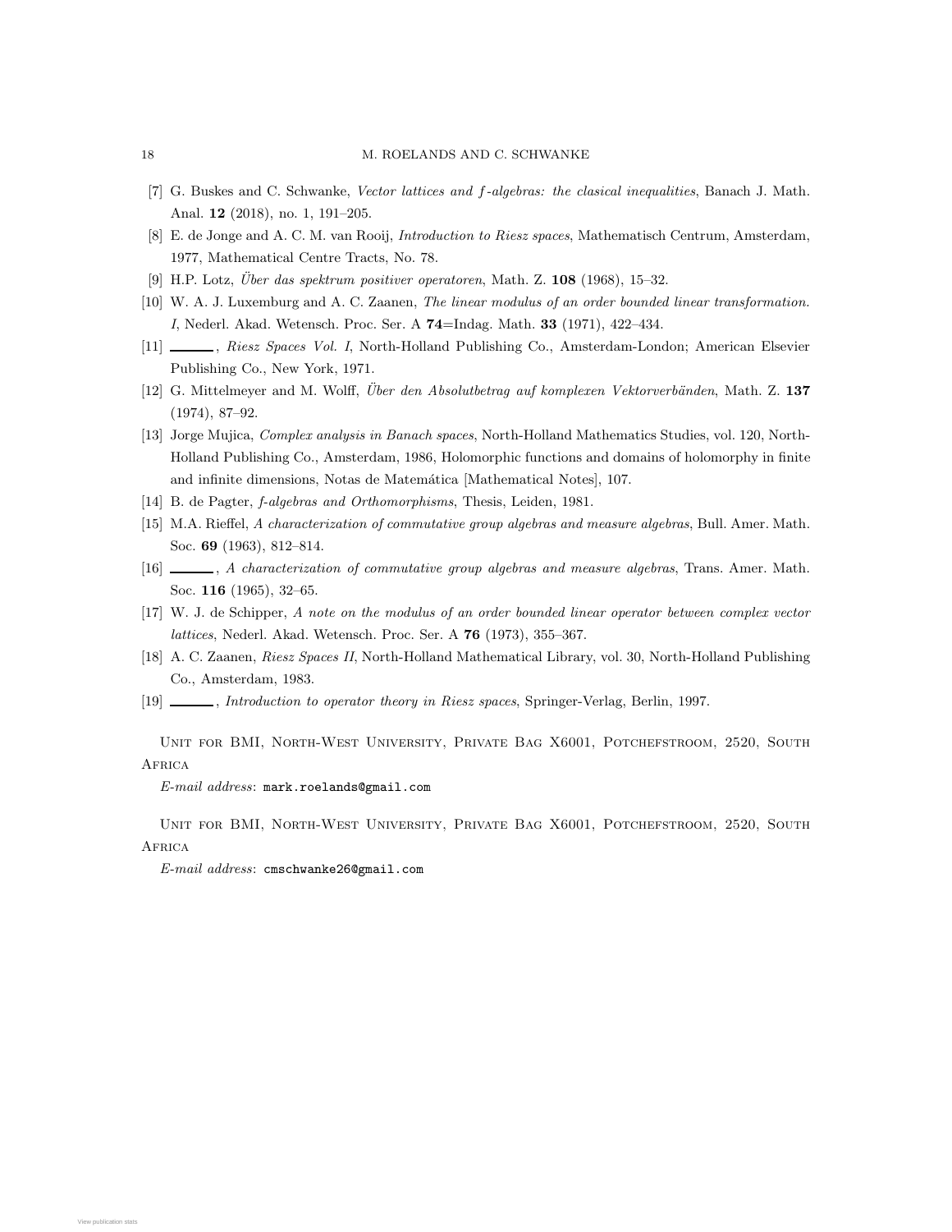[7] G. Buskes and C. Schwanke, *Vector lattices and $f$-algebras: the clasical inequalities*, Banach J. Math. Anal. **12** (2018), no. 1, 191–205.

[8] E. de Jonge and A. C. M. van Rooij, *Introduction to Riesz spaces*, Mathematisch Centrum, Amsterdam, 1977, Mathematical Centre Tracts, No. 78.

[9] H.P. Lotz, *Über das spektrum positiver operatoren*, Math. Z. **108** (1968), 15–32.

[10] W. A. J. Luxemburg and A. C. Zaanen, *The linear modulus of an order bounded linear transformation. I*, Nederl. Akad. Wetensch. Proc. Ser. A **74**=Indag. Math. **33** (1971), 422–434.

[11] ______, *Riesz Spaces Vol. I*, North-Holland Publishing Co., Amsterdam-London; American Elsevier Publishing Co., New York, 1971.

[12] G. Mittelmeyer and M. Wolff, *Über den Absolutbetrag auf komplexen Vektorverbänden*, Math. Z. **137** (1974), 87–92.

[13] Jorge Mujica, *Complex analysis in Banach spaces*, North-Holland Mathematics Studies, vol. 120, North-Holland Publishing Co., Amsterdam, 1986, Holomorphic functions and domains of holomorphy in finite and infinite dimensions, Notas de Matemática [Mathematical Notes], 107.

[14] B. de Pagter, *f-algebras and Orthomorphisms*, Thesis, Leiden, 1981.

[15] M.A. Rieffel, *A characterization of commutative group algebras and measure algebras*, Bull. Amer. Math. Soc. **69** (1963), 812–814.

[16] ______, *A characterization of commutative group algebras and measure algebras*, Trans. Amer. Math. Soc. **116** (1965), 32–65.

[17] W. J. de Schipper, *A note on the modulus of an order bounded linear operator between complex vector lattices*, Nederl. Akad. Wetensch. Proc. Ser. A **76** (1973), 355–367.

[18] A. C. Zaanen, *Riesz Spaces II*, North-Holland Mathematical Library, vol. 30, North-Holland Publishing Co., Amsterdam, 1983.

[19] ______, *Introduction to operator theory in Riesz spaces*, Springer-Verlag, Berlin, 1997.

Unit for BMI, North-West University, Private Bag X6001, Potchefstroom, 2520, South Africa

*E-mail address*: `mark.roelands@gmail.com`

Unit for BMI, North-West University, Private Bag X6001, Potchefstroom, 2520, South Africa

*E-mail address*: `cmschwanke26@gmail.com`